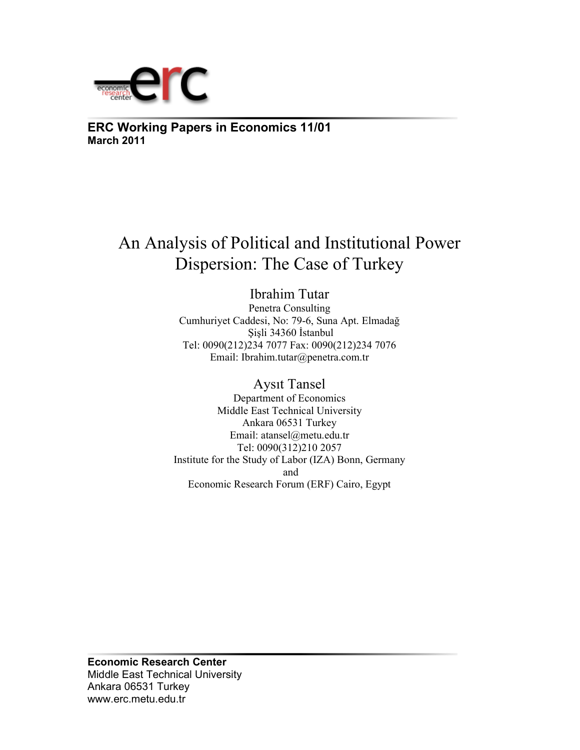**ERC Working Papers in Economics 11/01**
**March 2011**

# An Analysis of Political and Institutional Power Dispersion: The Case of Turkey

## Ibrahim Tutar

Penetra Consulting
Cumhuriyet Caddesi, No: 79-6, Suna Apt. Elmadağ
Şişli 34360 İstanbul
Tel: 0090(212)234 7077 Fax: 0090(212)234 7076
Email: Ibrahim.tutar@penetra.com.tr

## Aysıt Tansel

Department of Economics
Middle East Technical University
Ankara 06531 Turkey
Email: atansel@metu.edu.tr
Tel: 0090(312)210 2057
Institute for the Study of Labor (IZA) Bonn, Germany
and
Economic Research Forum (ERF) Cairo, Egypt

**Economic Research Center**
Middle East Technical University
Ankara 06531 Turkey
www.erc.metu.edu.tr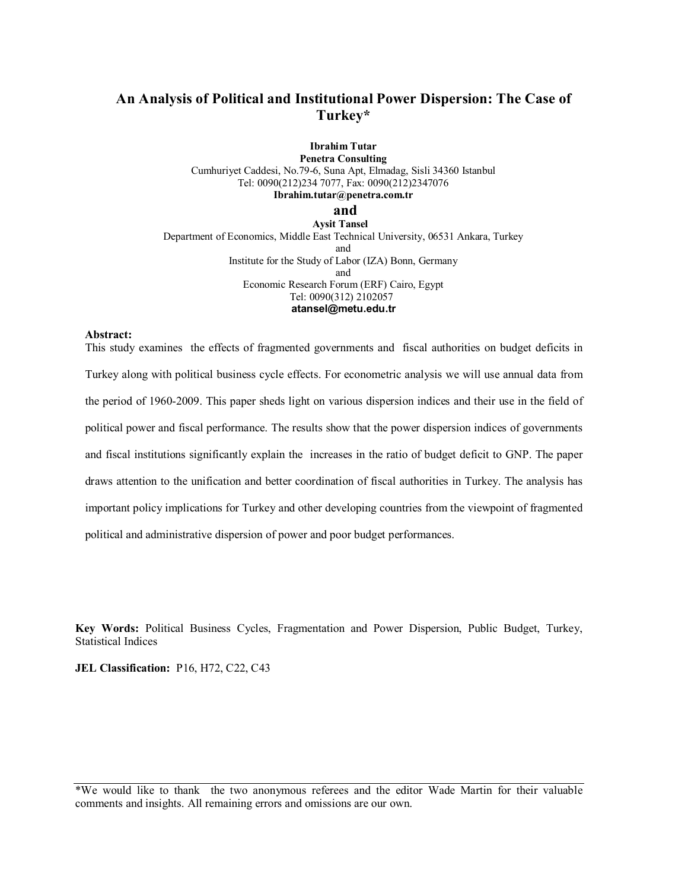# An Analysis of Political and Institutional Power Dispersion: The Case of Turkey*

**Ibrahim Tutar**
**Penetra Consulting**
Cumhuriyet Caddesi, No.79-6, Suna Apt, Elmadag, Sisli 34360 Istanbul
Tel: 0090(212)234 7077, Fax: 0090(212)2347076
**Ibrahim.tutar@penetra.com.tr**

**and**

**Aysit Tansel**
Department of Economics, Middle East Technical University, 06531 Ankara, Turkey
and
Institute for the Study of Labor (IZA) Bonn, Germany
and
Economic Research Forum (ERF) Cairo, Egypt
Tel: 0090(312) 2102057
**atansel@metu.edu.tr**

**Abstract:**
This study examines the effects of fragmented governments and fiscal authorities on budget deficits in Turkey along with political business cycle effects. For econometric analysis we will use annual data from the period of 1960-2009. This paper sheds light on various dispersion indices and their use in the field of political power and fiscal performance. The results show that the power dispersion indices of governments and fiscal institutions significantly explain the increases in the ratio of budget deficit to GNP. The paper draws attention to the unification and better coordination of fiscal authorities in Turkey. The analysis has important policy implications for Turkey and other developing countries from the viewpoint of fragmented political and administrative dispersion of power and poor budget performances.

**Key Words:** Political Business Cycles, Fragmentation and Power Dispersion, Public Budget, Turkey, Statistical Indices

**JEL Classification:** P16, H72, C22, C43

*We would like to thank the two anonymous referees and the editor Wade Martin for their valuable comments and insights. All remaining errors and omissions are our own.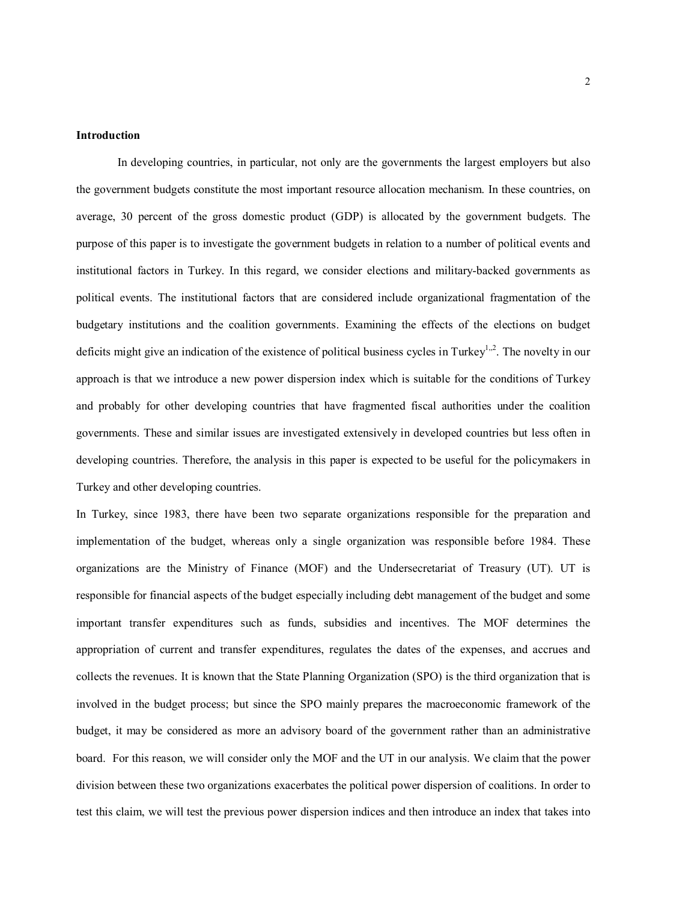**Introduction**

In developing countries, in particular, not only are the governments the largest employers but also the government budgets constitute the most important resource allocation mechanism. In these countries, on average, 30 percent of the gross domestic product (GDP) is allocated by the government budgets. The purpose of this paper is to investigate the government budgets in relation to a number of political events and institutional factors in Turkey. In this regard, we consider elections and military-backed governments as political events. The institutional factors that are considered include organizational fragmentation of the budgetary institutions and the coalition governments. Examining the effects of the elections on budget deficits might give an indication of the existence of political business cycles in Turkey[1,2]. The novelty in our approach is that we introduce a new power dispersion index which is suitable for the conditions of Turkey and probably for other developing countries that have fragmented fiscal authorities under the coalition governments. These and similar issues are investigated extensively in developed countries but less often in developing countries. Therefore, the analysis in this paper is expected to be useful for the policymakers in Turkey and other developing countries.

In Turkey, since 1983, there have been two separate organizations responsible for the preparation and implementation of the budget, whereas only a single organization was responsible before 1984. These organizations are the Ministry of Finance (MOF) and the Undersecretariat of Treasury (UT). UT is responsible for financial aspects of the budget especially including debt management of the budget and some important transfer expenditures such as funds, subsidies and incentives. The MOF determines the appropriation of current and transfer expenditures, regulates the dates of the expenses, and accrues and collects the revenues. It is known that the State Planning Organization (SPO) is the third organization that is involved in the budget process; but since the SPO mainly prepares the macroeconomic framework of the budget, it may be considered as more an advisory board of the government rather than an administrative board. For this reason, we will consider only the MOF and the UT in our analysis. We claim that the power division between these two organizations exacerbates the political power dispersion of coalitions. In order to test this claim, we will test the previous power dispersion indices and then introduce an index that takes into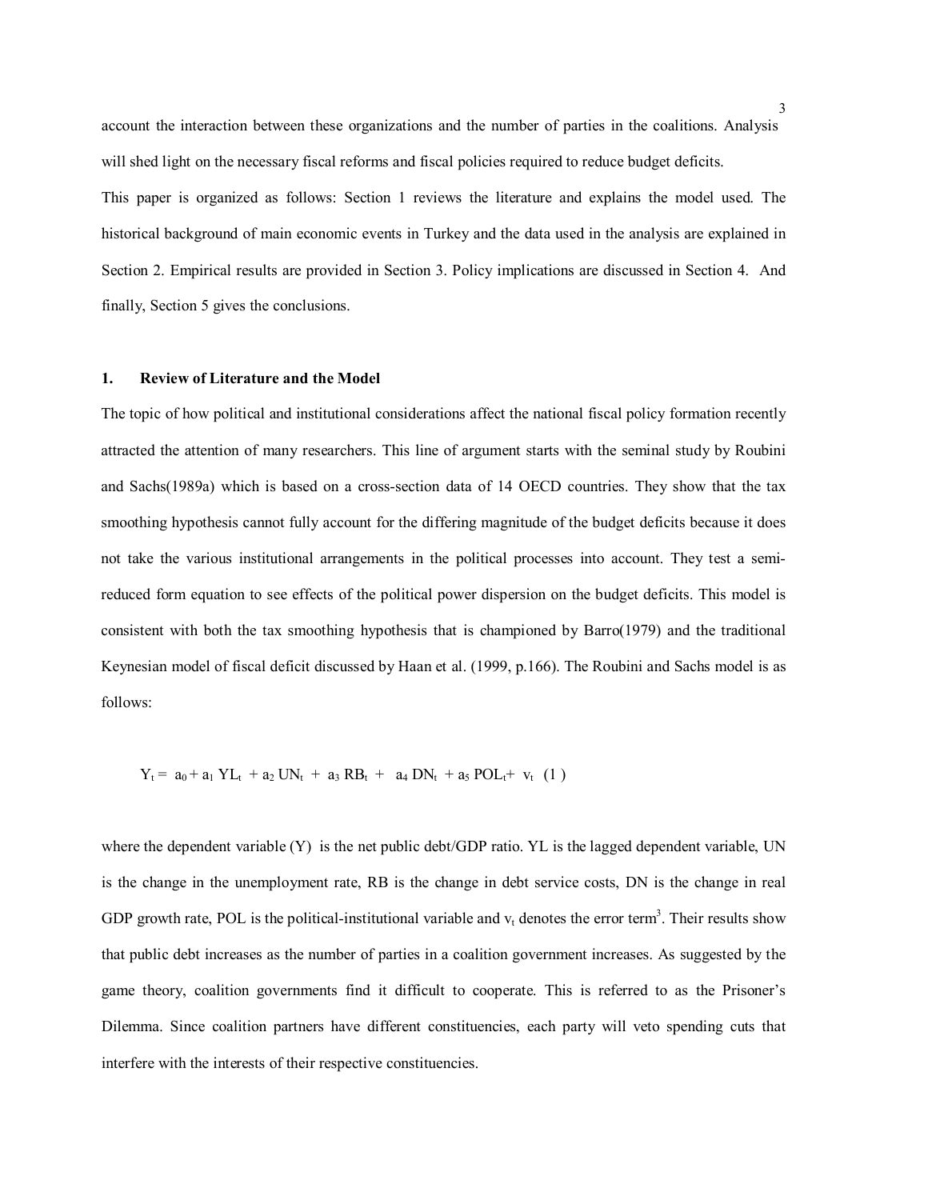account the interaction between these organizations and the number of parties in the coalitions. Analysis will shed light on the necessary fiscal reforms and fiscal policies required to reduce budget deficits.

This paper is organized as follows: Section 1 reviews the literature and explains the model used. The historical background of main economic events in Turkey and the data used in the analysis are explained in Section 2. Empirical results are provided in Section 3. Policy implications are discussed in Section 4. And finally, Section 5 gives the conclusions.

## 1. Review of Literature and the Model

The topic of how political and institutional considerations affect the national fiscal policy formation recently attracted the attention of many researchers. This line of argument starts with the seminal study by Roubini and Sachs(1989a) which is based on a cross-section data of 14 OECD countries. They show that the tax smoothing hypothesis cannot fully account for the differing magnitude of the budget deficits because it does not take the various institutional arrangements in the political processes into account. They test a semi-reduced form equation to see effects of the political power dispersion on the budget deficits. This model is consistent with both the tax smoothing hypothesis that is championed by Barro(1979) and the traditional Keynesian model of fiscal deficit discussed by Haan et al. (1999, p.166). The Roubini and Sachs model is as follows:

$$Y_t = a_0 + a_1 \, YL_t + a_2 \, UN_t + a_3 \, RB_t + a_4 \, DN_t + a_5 \, POL_t + v_t \quad (1)$$

where the dependent variable (Y) is the net public debt/GDP ratio. YL is the lagged dependent variable, UN is the change in the unemployment rate, RB is the change in debt service costs, DN is the change in real GDP growth rate, POL is the political-institutional variable and $v_t$ denotes the error term[3]. Their results show that public debt increases as the number of parties in a coalition government increases. As suggested by the game theory, coalition governments find it difficult to cooperate. This is referred to as the Prisoner's Dilemma. Since coalition partners have different constituencies, each party will veto spending cuts that interfere with the interests of their respective constituencies.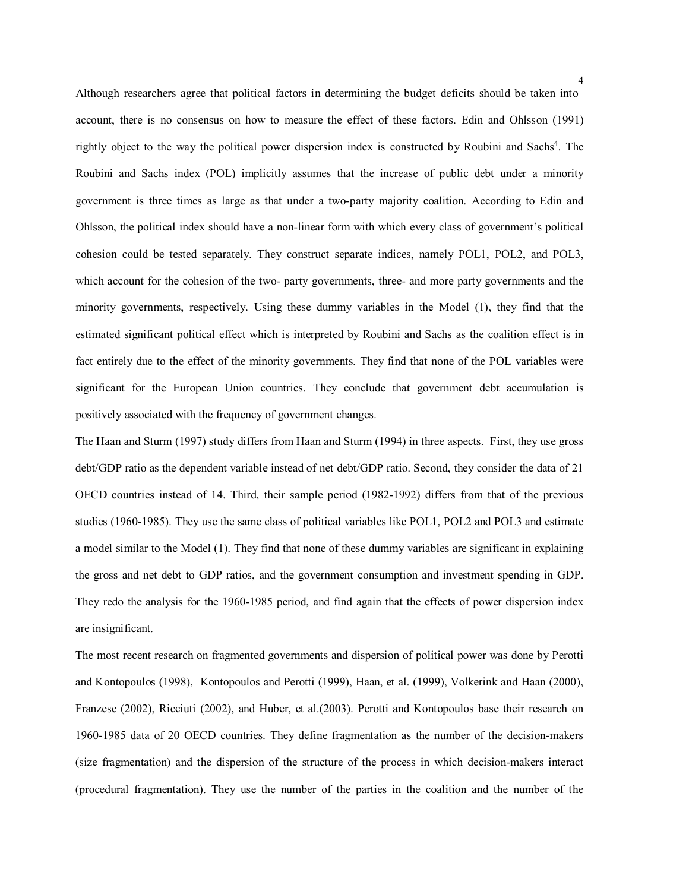Although researchers agree that political factors in determining the budget deficits should be taken into account, there is no consensus on how to measure the effect of these factors. Edin and Ohlsson (1991) rightly object to the way the political power dispersion index is constructed by Roubini and Sachs[4]. The Roubini and Sachs index (POL) implicitly assumes that the increase of public debt under a minority government is three times as large as that under a two-party majority coalition. According to Edin and Ohlsson, the political index should have a non-linear form with which every class of government's political cohesion could be tested separately. They construct separate indices, namely POL1, POL2, and POL3, which account for the cohesion of the two- party governments, three- and more party governments and the minority governments, respectively. Using these dummy variables in the Model (1), they find that the estimated significant political effect which is interpreted by Roubini and Sachs as the coalition effect is in fact entirely due to the effect of the minority governments. They find that none of the POL variables were significant for the European Union countries. They conclude that government debt accumulation is positively associated with the frequency of government changes.

The Haan and Sturm (1997) study differs from Haan and Sturm (1994) in three aspects. First, they use gross debt/GDP ratio as the dependent variable instead of net debt/GDP ratio. Second, they consider the data of 21 OECD countries instead of 14. Third, their sample period (1982-1992) differs from that of the previous studies (1960-1985). They use the same class of political variables like POL1, POL2 and POL3 and estimate a model similar to the Model (1). They find that none of these dummy variables are significant in explaining the gross and net debt to GDP ratios, and the government consumption and investment spending in GDP. They redo the analysis for the 1960-1985 period, and find again that the effects of power dispersion index are insignificant.

The most recent research on fragmented governments and dispersion of political power was done by Perotti and Kontopoulos (1998), Kontopoulos and Perotti (1999), Haan, et al. (1999), Volkerink and Haan (2000), Franzese (2002), Ricciuti (2002), and Huber, et al.(2003). Perotti and Kontopoulos base their research on 1960-1985 data of 20 OECD countries. They define fragmentation as the number of the decision-makers (size fragmentation) and the dispersion of the structure of the process in which decision-makers interact (procedural fragmentation). They use the number of the parties in the coalition and the number of the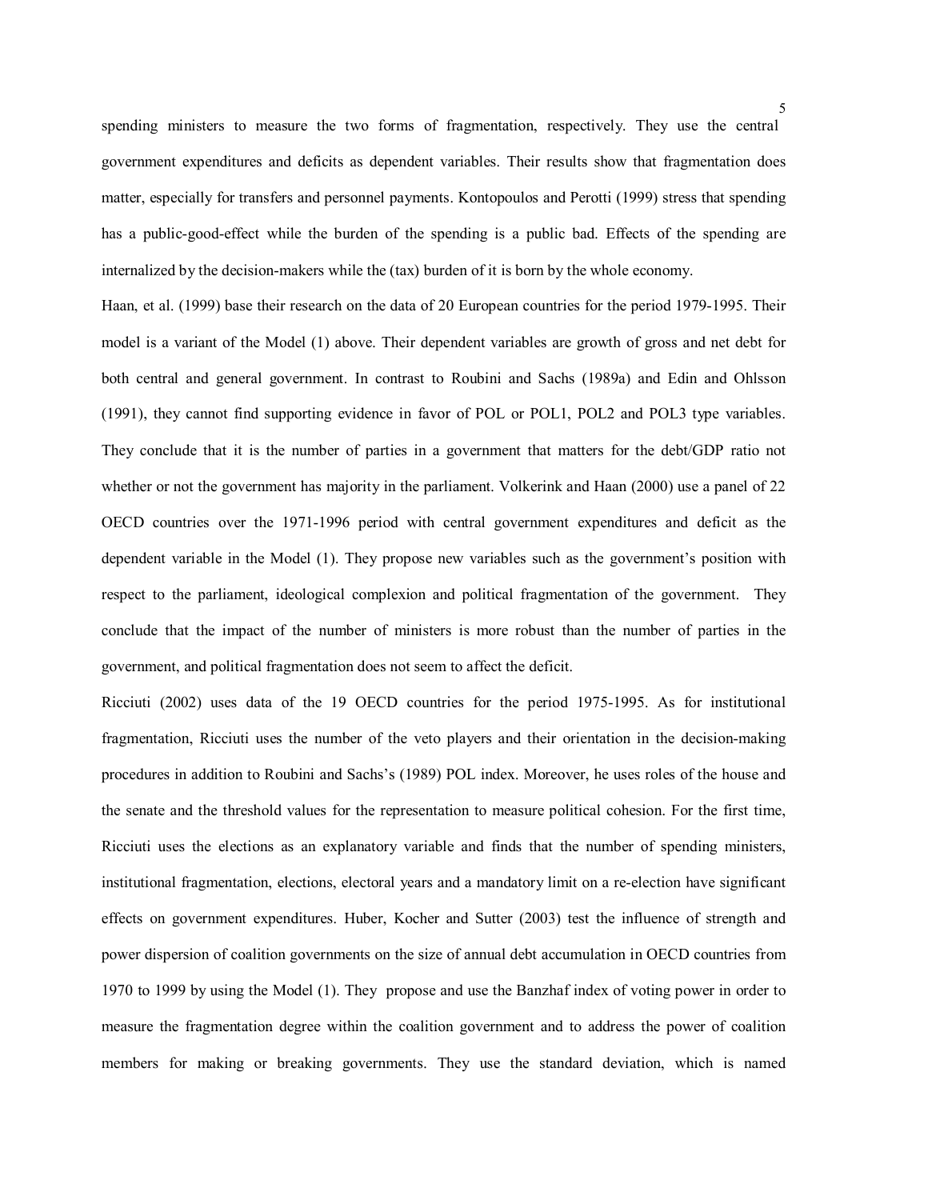spending ministers to measure the two forms of fragmentation, respectively. They use the central government expenditures and deficits as dependent variables. Their results show that fragmentation does matter, especially for transfers and personnel payments. Kontopoulos and Perotti (1999) stress that spending has a public-good-effect while the burden of the spending is a public bad. Effects of the spending are internalized by the decision-makers while the (tax) burden of it is born by the whole economy.

Haan, et al. (1999) base their research on the data of 20 European countries for the period 1979-1995. Their model is a variant of the Model (1) above. Their dependent variables are growth of gross and net debt for both central and general government. In contrast to Roubini and Sachs (1989a) and Edin and Ohlsson (1991), they cannot find supporting evidence in favor of POL or POL1, POL2 and POL3 type variables. They conclude that it is the number of parties in a government that matters for the debt/GDP ratio not whether or not the government has majority in the parliament. Volkerink and Haan (2000) use a panel of 22 OECD countries over the 1971-1996 period with central government expenditures and deficit as the dependent variable in the Model (1). They propose new variables such as the government's position with respect to the parliament, ideological complexion and political fragmentation of the government. They conclude that the impact of the number of ministers is more robust than the number of parties in the government, and political fragmentation does not seem to affect the deficit.

Ricciuti (2002) uses data of the 19 OECD countries for the period 1975-1995. As for institutional fragmentation, Ricciuti uses the number of the veto players and their orientation in the decision-making procedures in addition to Roubini and Sachs's (1989) POL index. Moreover, he uses roles of the house and the senate and the threshold values for the representation to measure political cohesion. For the first time, Ricciuti uses the elections as an explanatory variable and finds that the number of spending ministers, institutional fragmentation, elections, electoral years and a mandatory limit on a re-election have significant effects on government expenditures. Huber, Kocher and Sutter (2003) test the influence of strength and power dispersion of coalition governments on the size of annual debt accumulation in OECD countries from 1970 to 1999 by using the Model (1). They propose and use the Banzhaf index of voting power in order to measure the fragmentation degree within the coalition government and to address the power of coalition members for making or breaking governments. They use the standard deviation, which is named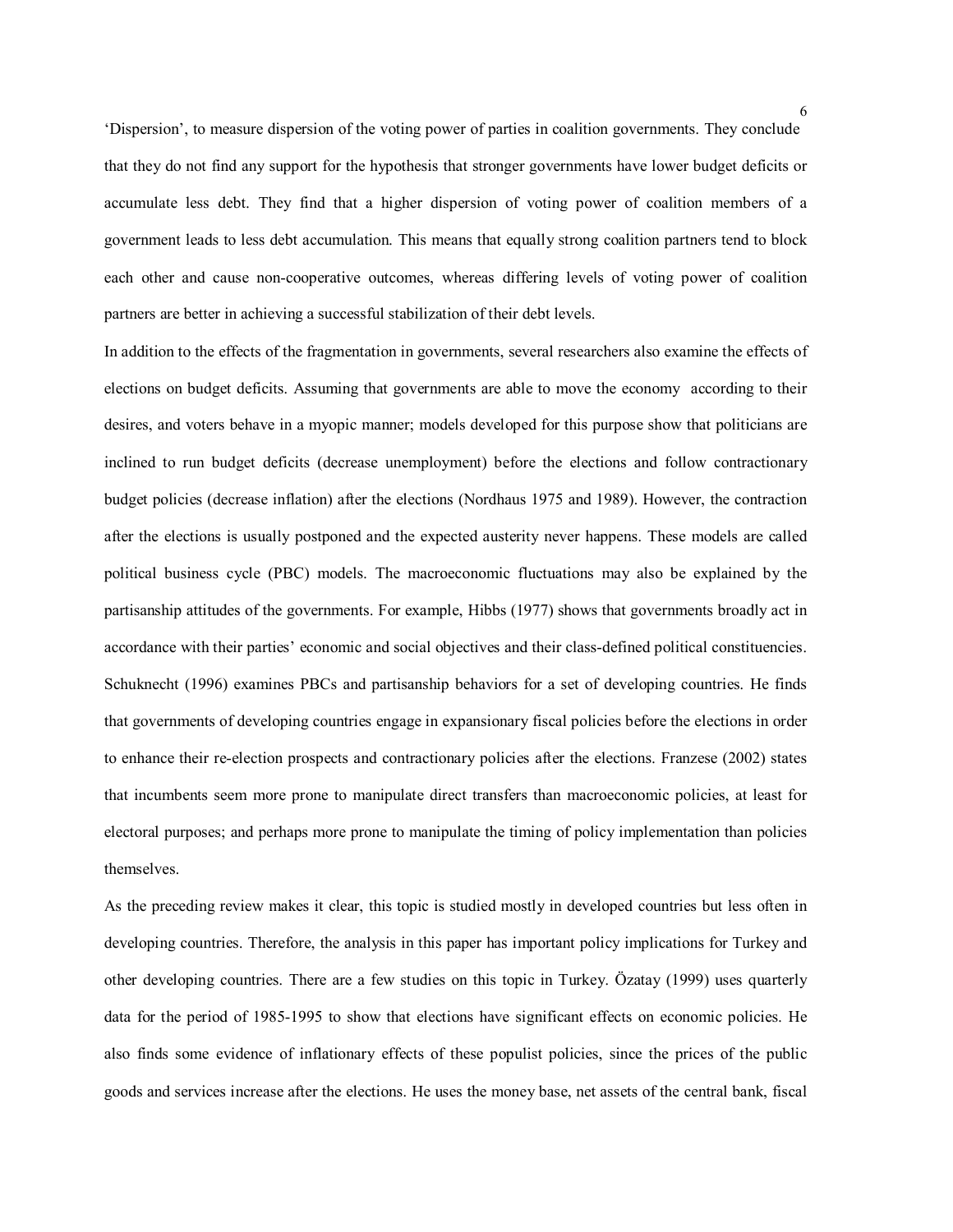'Dispersion', to measure dispersion of the voting power of parties in coalition governments. They conclude that they do not find any support for the hypothesis that stronger governments have lower budget deficits or accumulate less debt. They find that a higher dispersion of voting power of coalition members of a government leads to less debt accumulation. This means that equally strong coalition partners tend to block each other and cause non-cooperative outcomes, whereas differing levels of voting power of coalition partners are better in achieving a successful stabilization of their debt levels.

In addition to the effects of the fragmentation in governments, several researchers also examine the effects of elections on budget deficits. Assuming that governments are able to move the economy according to their desires, and voters behave in a myopic manner; models developed for this purpose show that politicians are inclined to run budget deficits (decrease unemployment) before the elections and follow contractionary budget policies (decrease inflation) after the elections (Nordhaus 1975 and 1989). However, the contraction after the elections is usually postponed and the expected austerity never happens. These models are called political business cycle (PBC) models. The macroeconomic fluctuations may also be explained by the partisanship attitudes of the governments. For example, Hibbs (1977) shows that governments broadly act in accordance with their parties' economic and social objectives and their class-defined political constituencies. Schuknecht (1996) examines PBCs and partisanship behaviors for a set of developing countries. He finds that governments of developing countries engage in expansionary fiscal policies before the elections in order to enhance their re-election prospects and contractionary policies after the elections. Franzese (2002) states that incumbents seem more prone to manipulate direct transfers than macroeconomic policies, at least for electoral purposes; and perhaps more prone to manipulate the timing of policy implementation than policies themselves.

As the preceding review makes it clear, this topic is studied mostly in developed countries but less often in developing countries. Therefore, the analysis in this paper has important policy implications for Turkey and other developing countries. There are a few studies on this topic in Turkey. Özatay (1999) uses quarterly data for the period of 1985-1995 to show that elections have significant effects on economic policies. He also finds some evidence of inflationary effects of these populist policies, since the prices of the public goods and services increase after the elections. He uses the money base, net assets of the central bank, fiscal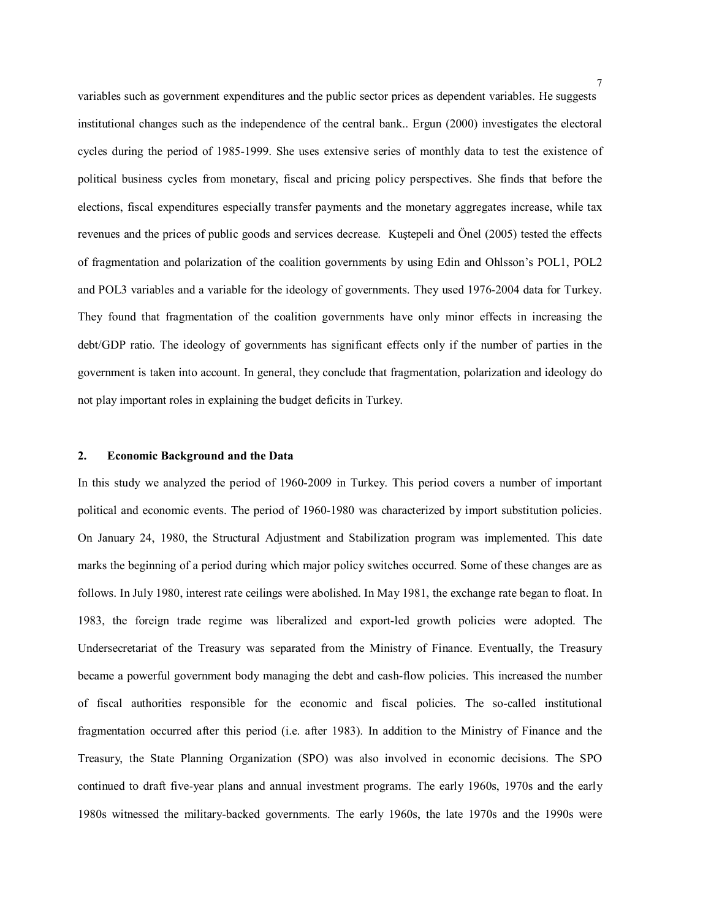variables such as government expenditures and the public sector prices as dependent variables. He suggests institutional changes such as the independence of the central bank.. Ergun (2000) investigates the electoral cycles during the period of 1985-1999. She uses extensive series of monthly data to test the existence of political business cycles from monetary, fiscal and pricing policy perspectives. She finds that before the elections, fiscal expenditures especially transfer payments and the monetary aggregates increase, while tax revenues and the prices of public goods and services decrease. Kuştepeli and Önel (2005) tested the effects of fragmentation and polarization of the coalition governments by using Edin and Ohlsson's POL1, POL2 and POL3 variables and a variable for the ideology of governments. They used 1976-2004 data for Turkey. They found that fragmentation of the coalition governments have only minor effects in increasing the debt/GDP ratio. The ideology of governments has significant effects only if the number of parties in the government is taken into account. In general, they conclude that fragmentation, polarization and ideology do not play important roles in explaining the budget deficits in Turkey.

## 2. Economic Background and the Data

In this study we analyzed the period of 1960-2009 in Turkey. This period covers a number of important political and economic events. The period of 1960-1980 was characterized by import substitution policies. On January 24, 1980, the Structural Adjustment and Stabilization program was implemented. This date marks the beginning of a period during which major policy switches occurred. Some of these changes are as follows. In July 1980, interest rate ceilings were abolished. In May 1981, the exchange rate began to float. In 1983, the foreign trade regime was liberalized and export-led growth policies were adopted. The Undersecretariat of the Treasury was separated from the Ministry of Finance. Eventually, the Treasury became a powerful government body managing the debt and cash-flow policies. This increased the number of fiscal authorities responsible for the economic and fiscal policies. The so-called institutional fragmentation occurred after this period (i.e. after 1983). In addition to the Ministry of Finance and the Treasury, the State Planning Organization (SPO) was also involved in economic decisions. The SPO continued to draft five-year plans and annual investment programs. The early 1960s, 1970s and the early 1980s witnessed the military-backed governments. The early 1960s, the late 1970s and the 1990s were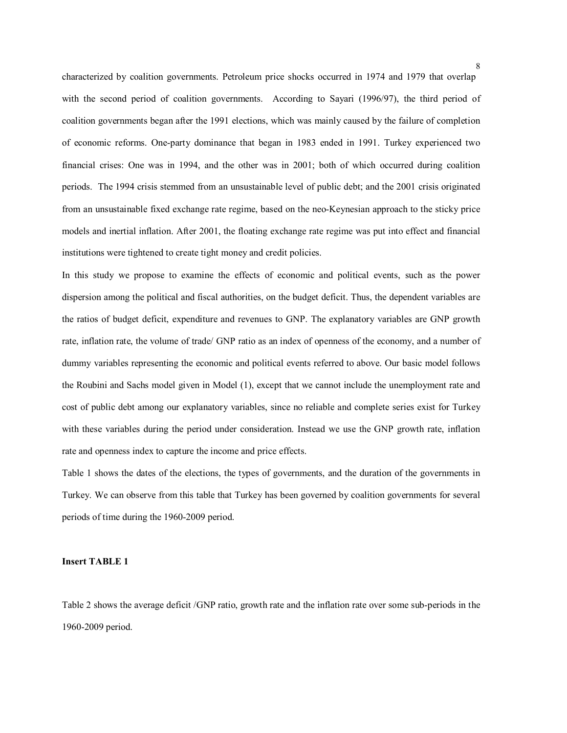characterized by coalition governments. Petroleum price shocks occurred in 1974 and 1979 that overlap with the second period of coalition governments. According to Sayari (1996/97), the third period of coalition governments began after the 1991 elections, which was mainly caused by the failure of completion of economic reforms. One-party dominance that began in 1983 ended in 1991. Turkey experienced two financial crises: One was in 1994, and the other was in 2001; both of which occurred during coalition periods. The 1994 crisis stemmed from an unsustainable level of public debt; and the 2001 crisis originated from an unsustainable fixed exchange rate regime, based on the neo-Keynesian approach to the sticky price models and inertial inflation. After 2001, the floating exchange rate regime was put into effect and financial institutions were tightened to create tight money and credit policies.

In this study we propose to examine the effects of economic and political events, such as the power dispersion among the political and fiscal authorities, on the budget deficit. Thus, the dependent variables are the ratios of budget deficit, expenditure and revenues to GNP. The explanatory variables are GNP growth rate, inflation rate, the volume of trade/ GNP ratio as an index of openness of the economy, and a number of dummy variables representing the economic and political events referred to above. Our basic model follows the Roubini and Sachs model given in Model (1), except that we cannot include the unemployment rate and cost of public debt among our explanatory variables, since no reliable and complete series exist for Turkey with these variables during the period under consideration. Instead we use the GNP growth rate, inflation rate and openness index to capture the income and price effects.

Table 1 shows the dates of the elections, the types of governments, and the duration of the governments in Turkey. We can observe from this table that Turkey has been governed by coalition governments for several periods of time during the 1960-2009 period.

**Insert TABLE 1**

Table 2 shows the average deficit /GNP ratio, growth rate and the inflation rate over some sub-periods in the 1960-2009 period.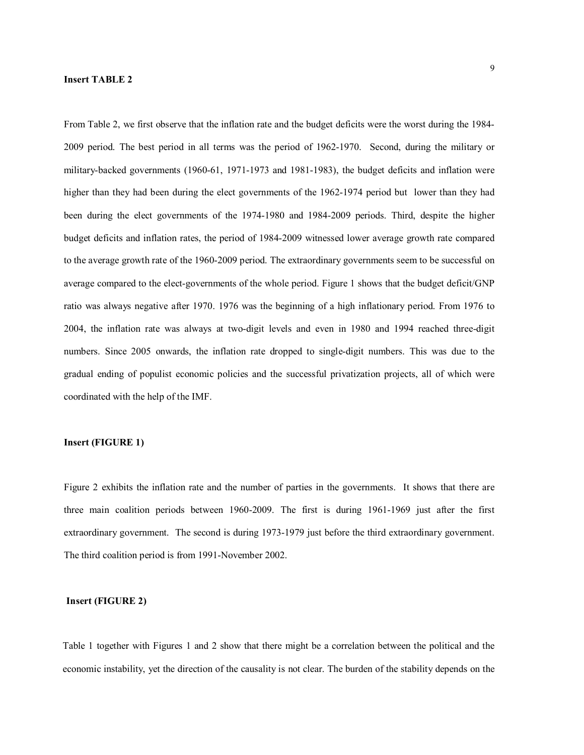**Insert TABLE 2**

From Table 2, we first observe that the inflation rate and the budget deficits were the worst during the 1984-2009 period. The best period in all terms was the period of 1962-1970. Second, during the military or military-backed governments (1960-61, 1971-1973 and 1981-1983), the budget deficits and inflation were higher than they had been during the elect governments of the 1962-1974 period but lower than they had been during the elect governments of the 1974-1980 and 1984-2009 periods. Third, despite the higher budget deficits and inflation rates, the period of 1984-2009 witnessed lower average growth rate compared to the average growth rate of the 1960-2009 period. The extraordinary governments seem to be successful on average compared to the elect-governments of the whole period. Figure 1 shows that the budget deficit/GNP ratio was always negative after 1970. 1976 was the beginning of a high inflationary period. From 1976 to 2004, the inflation rate was always at two-digit levels and even in 1980 and 1994 reached three-digit numbers. Since 2005 onwards, the inflation rate dropped to single-digit numbers. This was due to the gradual ending of populist economic policies and the successful privatization projects, all of which were coordinated with the help of the IMF.

**Insert (FIGURE 1)**

Figure 2 exhibits the inflation rate and the number of parties in the governments. It shows that there are three main coalition periods between 1960-2009. The first is during 1961-1969 just after the first extraordinary government. The second is during 1973-1979 just before the third extraordinary government. The third coalition period is from 1991-November 2002.

**Insert (FIGURE 2)**

Table 1 together with Figures 1 and 2 show that there might be a correlation between the political and the economic instability, yet the direction of the causality is not clear. The burden of the stability depends on the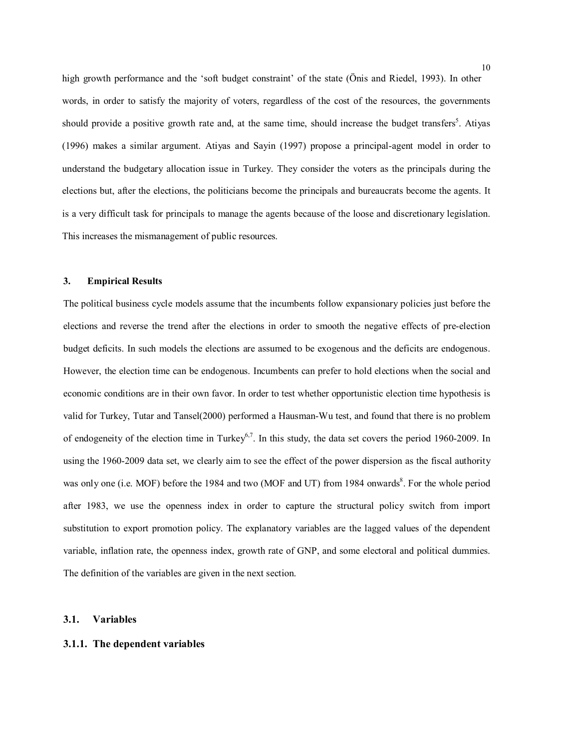high growth performance and the 'soft budget constraint' of the state (Önis and Riedel, 1993). In other words, in order to satisfy the majority of voters, regardless of the cost of the resources, the governments should provide a positive growth rate and, at the same time, should increase the budget transfers[5]. Atiyas (1996) makes a similar argument. Atiyas and Sayin (1997) propose a principal-agent model in order to understand the budgetary allocation issue in Turkey. They consider the voters as the principals during the elections but, after the elections, the politicians become the principals and bureaucrats become the agents. It is a very difficult task for principals to manage the agents because of the loose and discretionary legislation. This increases the mismanagement of public resources.

### 3. Empirical Results

The political business cycle models assume that the incumbents follow expansionary policies just before the elections and reverse the trend after the elections in order to smooth the negative effects of pre-election budget deficits. In such models the elections are assumed to be exogenous and the deficits are endogenous. However, the election time can be endogenous. Incumbents can prefer to hold elections when the social and economic conditions are in their own favor. In order to test whether opportunistic election time hypothesis is valid for Turkey, Tutar and Tansel(2000) performed a Hausman-Wu test, and found that there is no problem of endogeneity of the election time in Turkey[6,7]. In this study, the data set covers the period 1960-2009. In using the 1960-2009 data set, we clearly aim to see the effect of the power dispersion as the fiscal authority was only one (i.e. MOF) before the 1984 and two (MOF and UT) from 1984 onwards[8]. For the whole period after 1983, we use the openness index in order to capture the structural policy switch from import substitution to export promotion policy. The explanatory variables are the lagged values of the dependent variable, inflation rate, the openness index, growth rate of GNP, and some electoral and political dummies. The definition of the variables are given in the next section.

### 3.1. Variables

#### 3.1.1. The dependent variables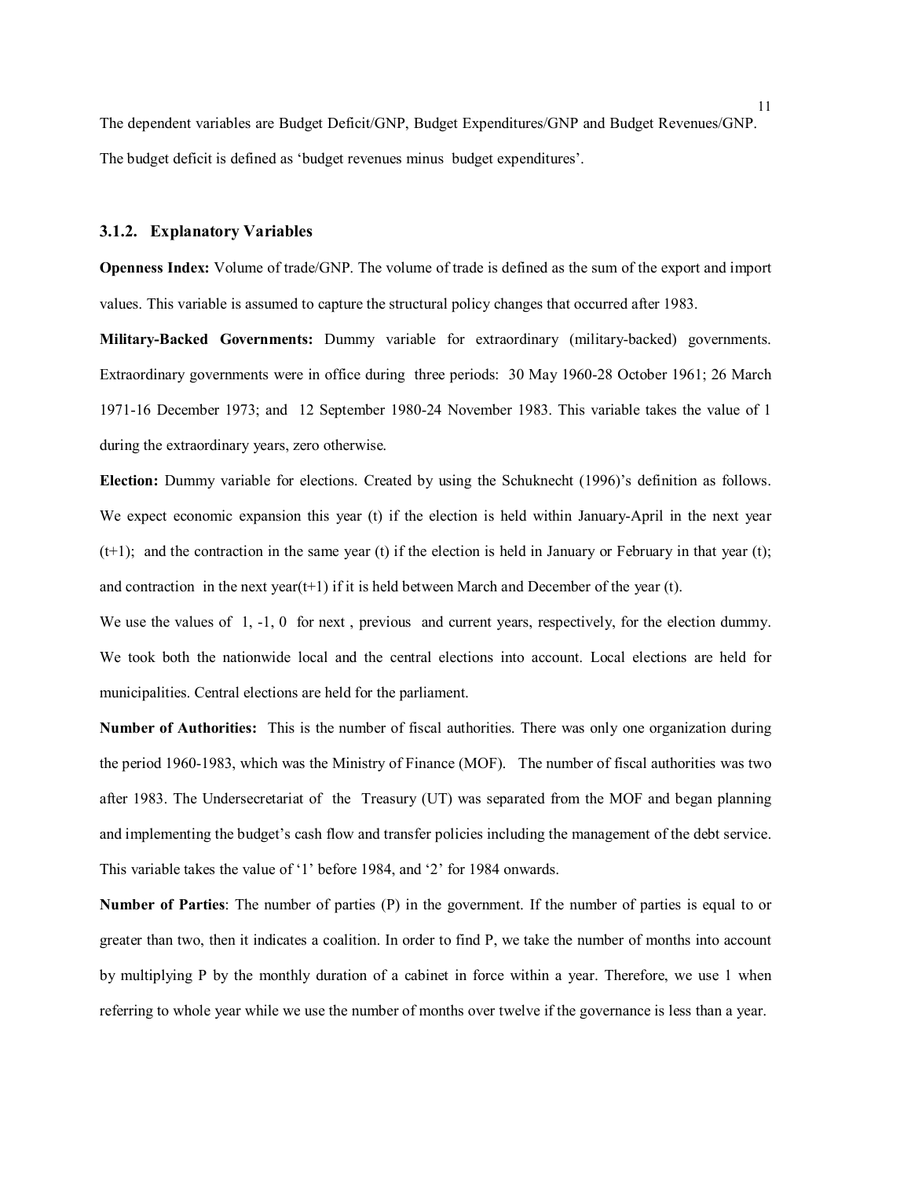The dependent variables are Budget Deficit/GNP, Budget Expenditures/GNP and Budget Revenues/GNP. The budget deficit is defined as 'budget revenues minus budget expenditures'.

### 3.1.2. Explanatory Variables

**Openness Index:** Volume of trade/GNP. The volume of trade is defined as the sum of the export and import values. This variable is assumed to capture the structural policy changes that occurred after 1983.

**Military-Backed Governments:** Dummy variable for extraordinary (military-backed) governments. Extraordinary governments were in office during three periods: 30 May 1960-28 October 1961; 26 March 1971-16 December 1973; and 12 September 1980-24 November 1983. This variable takes the value of 1 during the extraordinary years, zero otherwise.

**Election:** Dummy variable for elections. Created by using the Schuknecht (1996)'s definition as follows. We expect economic expansion this year (t) if the election is held within January-April in the next year (t+1); and the contraction in the same year (t) if the election is held in January or February in that year (t); and contraction in the next year(t+1) if it is held between March and December of the year (t).

We use the values of 1, -1, 0 for next , previous and current years, respectively, for the election dummy. We took both the nationwide local and the central elections into account. Local elections are held for municipalities. Central elections are held for the parliament.

**Number of Authorities:** This is the number of fiscal authorities. There was only one organization during the period 1960-1983, which was the Ministry of Finance (MOF). The number of fiscal authorities was two after 1983. The Undersecretariat of the Treasury (UT) was separated from the MOF and began planning and implementing the budget's cash flow and transfer policies including the management of the debt service. This variable takes the value of '1' before 1984, and '2' for 1984 onwards.

**Number of Parties**: The number of parties (P) in the government. If the number of parties is equal to or greater than two, then it indicates a coalition. In order to find P, we take the number of months into account by multiplying P by the monthly duration of a cabinet in force within a year. Therefore, we use 1 when referring to whole year while we use the number of months over twelve if the governance is less than a year.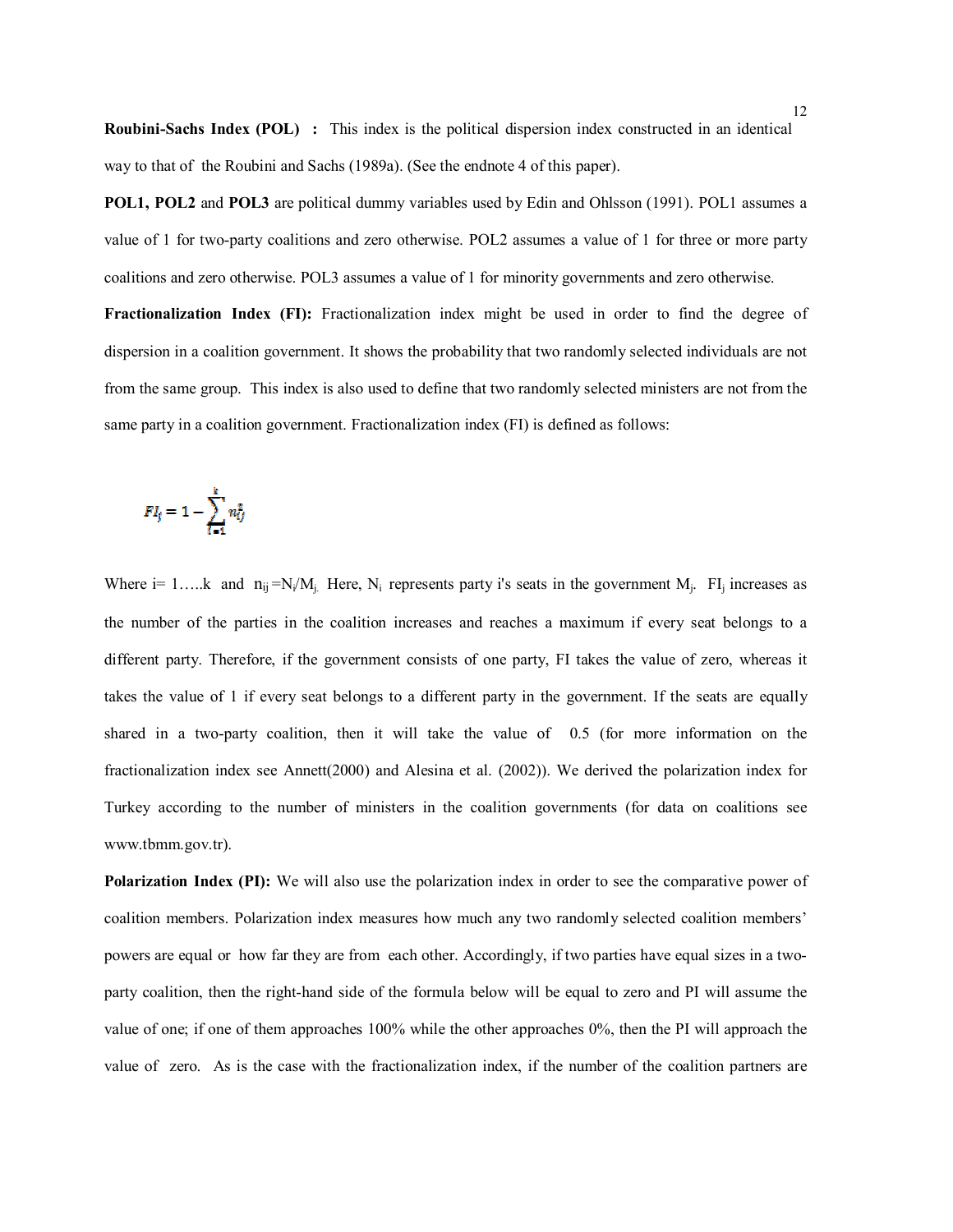**Roubini-Sachs Index (POL) :** This index is the political dispersion index constructed in an identical way to that of the Roubini and Sachs (1989a). (See the endnote 4 of this paper).

**POL1, POL2** and **POL3** are political dummy variables used by Edin and Ohlsson (1991). POL1 assumes a value of 1 for two-party coalitions and zero otherwise. POL2 assumes a value of 1 for three or more party coalitions and zero otherwise. POL3 assumes a value of 1 for minority governments and zero otherwise.

**Fractionalization Index (FI):** Fractionalization index might be used in order to find the degree of dispersion in a coalition government. It shows the probability that two randomly selected individuals are not from the same group. This index is also used to define that two randomly selected ministers are not from the same party in a coalition government. Fractionalization index (FI) is defined as follows:

$$FI_j = 1 - \sum_{i=1}^{k} n_{ij}^2$$

Where i= 1…..k and $n_{ij} = N_i/M_j$. Here, $N_i$ represents party i's seats in the government $M_j$. $FI_j$ increases as the number of the parties in the coalition increases and reaches a maximum if every seat belongs to a different party. Therefore, if the government consists of one party, FI takes the value of zero, whereas it takes the value of 1 if every seat belongs to a different party in the government. If the seats are equally shared in a two-party coalition, then it will take the value of 0.5 (for more information on the fractionalization index see Annett(2000) and Alesina et al. (2002)). We derived the polarization index for Turkey according to the number of ministers in the coalition governments (for data on coalitions see www.tbmm.gov.tr).

**Polarization Index (PI):** We will also use the polarization index in order to see the comparative power of coalition members. Polarization index measures how much any two randomly selected coalition members' powers are equal or how far they are from each other. Accordingly, if two parties have equal sizes in a two-party coalition, then the right-hand side of the formula below will be equal to zero and PI will assume the value of one; if one of them approaches 100% while the other approaches 0%, then the PI will approach the value of zero. As is the case with the fractionalization index, if the number of the coalition partners are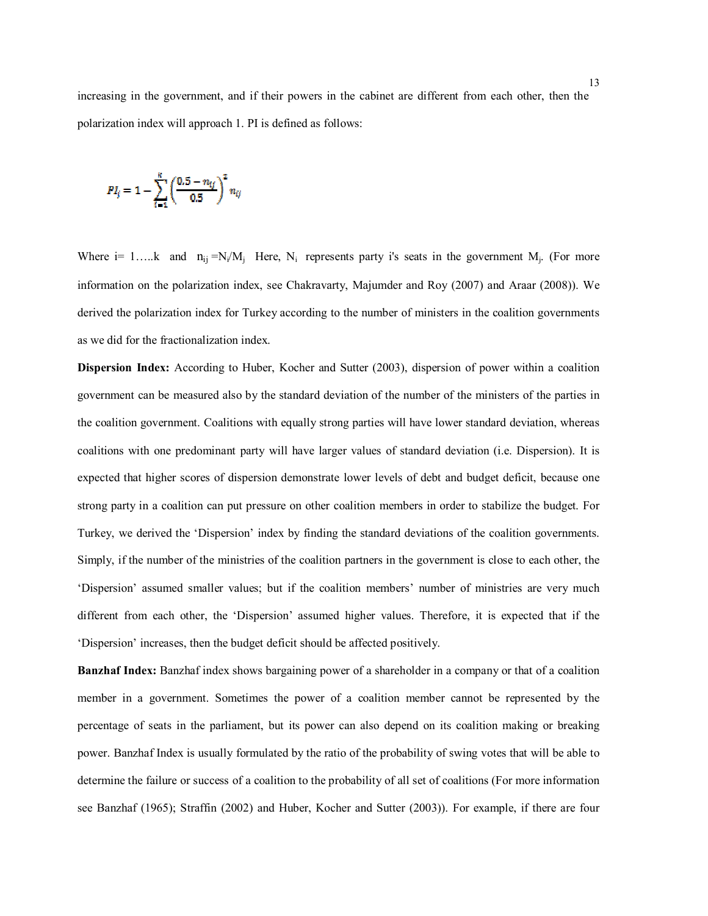increasing in the government, and if their powers in the cabinet are different from each other, then the polarization index will approach 1. PI is defined as follows:

$$PI_j = 1 - \sum_{i=1}^{k} \left( \frac{0.5 - n_{ij}}{0.5} \right)^2 n_{ij}$$

Where i= 1…..k and $n_{ij} = N_i/M_j$ Here, $N_i$ represents party i's seats in the government $M_j$. (For more information on the polarization index, see Chakravarty, Majumder and Roy (2007) and Araar (2008)). We derived the polarization index for Turkey according to the number of ministers in the coalition governments as we did for the fractionalization index.

**Dispersion Index:** According to Huber, Kocher and Sutter (2003), dispersion of power within a coalition government can be measured also by the standard deviation of the number of the ministers of the parties in the coalition government. Coalitions with equally strong parties will have lower standard deviation, whereas coalitions with one predominant party will have larger values of standard deviation (i.e. Dispersion). It is expected that higher scores of dispersion demonstrate lower levels of debt and budget deficit, because one strong party in a coalition can put pressure on other coalition members in order to stabilize the budget. For Turkey, we derived the 'Dispersion' index by finding the standard deviations of the coalition governments. Simply, if the number of the ministries of the coalition partners in the government is close to each other, the 'Dispersion' assumed smaller values; but if the coalition members' number of ministries are very much different from each other, the 'Dispersion' assumed higher values. Therefore, it is expected that if the 'Dispersion' increases, then the budget deficit should be affected positively.

**Banzhaf Index:** Banzhaf index shows bargaining power of a shareholder in a company or that of a coalition member in a government. Sometimes the power of a coalition member cannot be represented by the percentage of seats in the parliament, but its power can also depend on its coalition making or breaking power. Banzhaf Index is usually formulated by the ratio of the probability of swing votes that will be able to determine the failure or success of a coalition to the probability of all set of coalitions (For more information see Banzhaf (1965); Straffin (2002) and Huber, Kocher and Sutter (2003)). For example, if there are four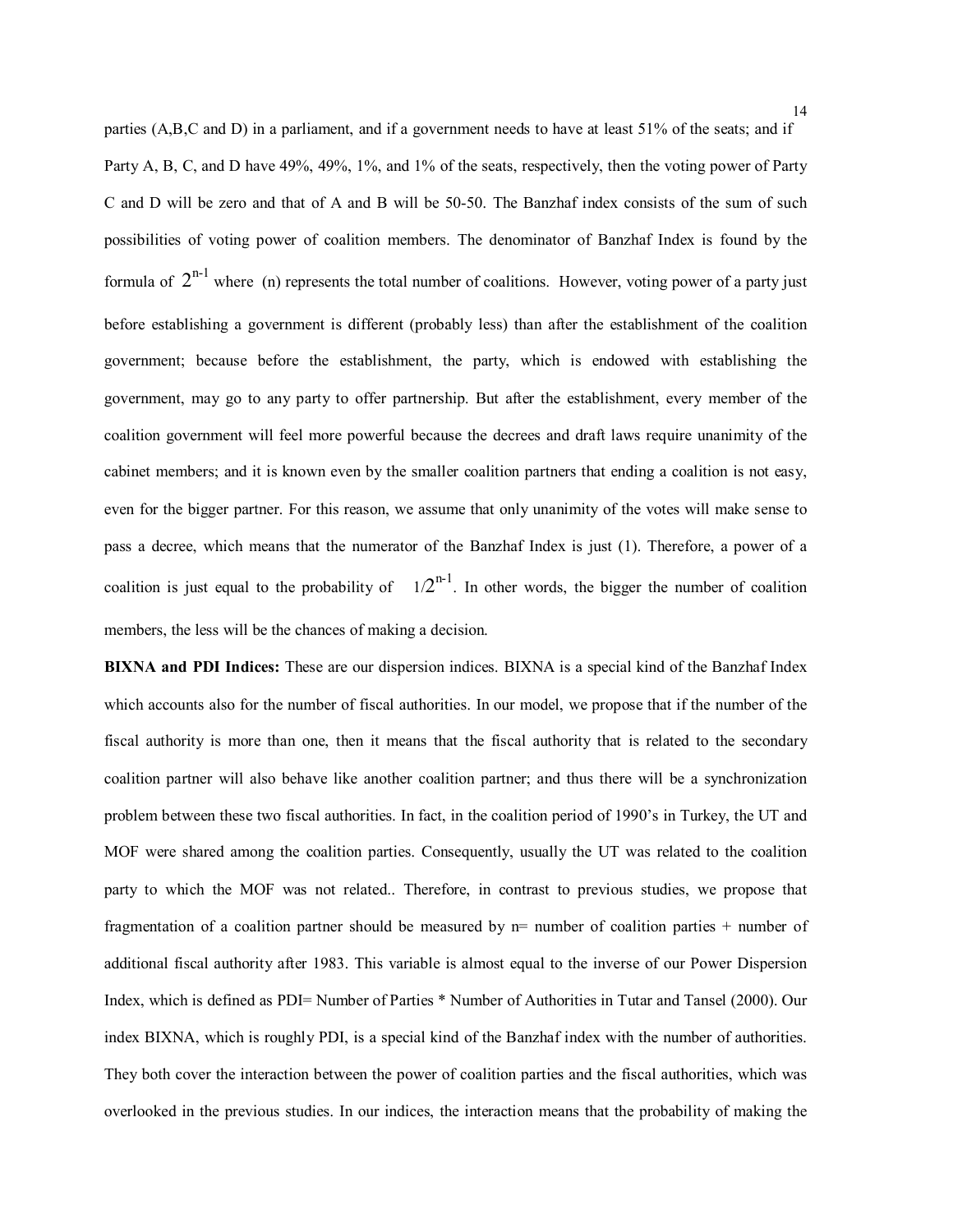parties (A,B,C and D) in a parliament, and if a government needs to have at least 51% of the seats; and if Party A, B, C, and D have 49%, 49%, 1%, and 1% of the seats, respectively, then the voting power of Party C and D will be zero and that of A and B will be 50-50. The Banzhaf index consists of the sum of such possibilities of voting power of coalition members. The denominator of Banzhaf Index is found by the formula of $2^{n-1}$ where (n) represents the total number of coalitions. However, voting power of a party just before establishing a government is different (probably less) than after the establishment of the coalition government; because before the establishment, the party, which is endowed with establishing the government, may go to any party to offer partnership. But after the establishment, every member of the coalition government will feel more powerful because the decrees and draft laws require unanimity of the cabinet members; and it is known even by the smaller coalition partners that ending a coalition is not easy, even for the bigger partner. For this reason, we assume that only unanimity of the votes will make sense to pass a decree, which means that the numerator of the Banzhaf Index is just (1). Therefore, a power of a coalition is just equal to the probability of $1/2^{n-1}$. In other words, the bigger the number of coalition members, the less will be the chances of making a decision.

**BIXNA and PDI Indices:** These are our dispersion indices. BIXNA is a special kind of the Banzhaf Index which accounts also for the number of fiscal authorities. In our model, we propose that if the number of the fiscal authority is more than one, then it means that the fiscal authority that is related to the secondary coalition partner will also behave like another coalition partner; and thus there will be a synchronization problem between these two fiscal authorities. In fact, in the coalition period of 1990's in Turkey, the UT and MOF were shared among the coalition parties. Consequently, usually the UT was related to the coalition party to which the MOF was not related.. Therefore, in contrast to previous studies, we propose that fragmentation of a coalition partner should be measured by n= number of coalition parties + number of additional fiscal authority after 1983. This variable is almost equal to the inverse of our Power Dispersion Index, which is defined as PDI= Number of Parties * Number of Authorities in Tutar and Tansel (2000). Our index BIXNA, which is roughly PDI, is a special kind of the Banzhaf index with the number of authorities. They both cover the interaction between the power of coalition parties and the fiscal authorities, which was overlooked in the previous studies. In our indices, the interaction means that the probability of making the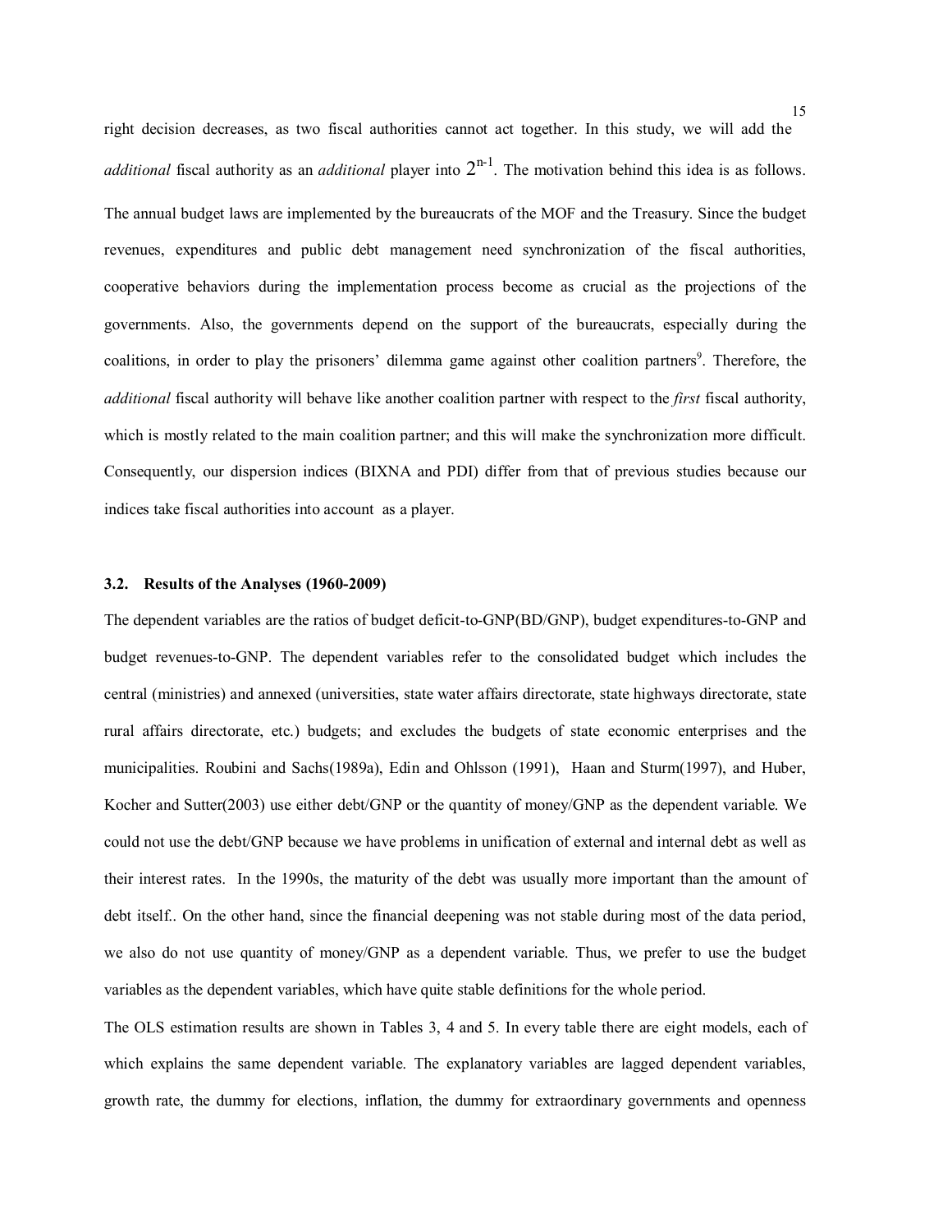right decision decreases, as two fiscal authorities cannot act together. In this study, we will add the *additional* fiscal authority as an *additional* player into $2^{n-1}$. The motivation behind this idea is as follows. The annual budget laws are implemented by the bureaucrats of the MOF and the Treasury. Since the budget revenues, expenditures and public debt management need synchronization of the fiscal authorities, cooperative behaviors during the implementation process become as crucial as the projections of the governments. Also, the governments depend on the support of the bureaucrats, especially during the coalitions, in order to play the prisoners' dilemma game against other coalition partners[9]. Therefore, the *additional* fiscal authority will behave like another coalition partner with respect to the *first* fiscal authority, which is mostly related to the main coalition partner; and this will make the synchronization more difficult. Consequently, our dispersion indices (BIXNA and PDI) differ from that of previous studies because our indices take fiscal authorities into account as a player.

### 3.2. Results of the Analyses (1960-2009)

The dependent variables are the ratios of budget deficit-to-GNP(BD/GNP), budget expenditures-to-GNP and budget revenues-to-GNP. The dependent variables refer to the consolidated budget which includes the central (ministries) and annexed (universities, state water affairs directorate, state highways directorate, state rural affairs directorate, etc.) budgets; and excludes the budgets of state economic enterprises and the municipalities. Roubini and Sachs(1989a), Edin and Ohlsson (1991), Haan and Sturm(1997), and Huber, Kocher and Sutter(2003) use either debt/GNP or the quantity of money/GNP as the dependent variable. We could not use the debt/GNP because we have problems in unification of external and internal debt as well as their interest rates. In the 1990s, the maturity of the debt was usually more important than the amount of debt itself.. On the other hand, since the financial deepening was not stable during most of the data period, we also do not use quantity of money/GNP as a dependent variable. Thus, we prefer to use the budget variables as the dependent variables, which have quite stable definitions for the whole period.

The OLS estimation results are shown in Tables 3, 4 and 5. In every table there are eight models, each of which explains the same dependent variable. The explanatory variables are lagged dependent variables, growth rate, the dummy for elections, inflation, the dummy for extraordinary governments and openness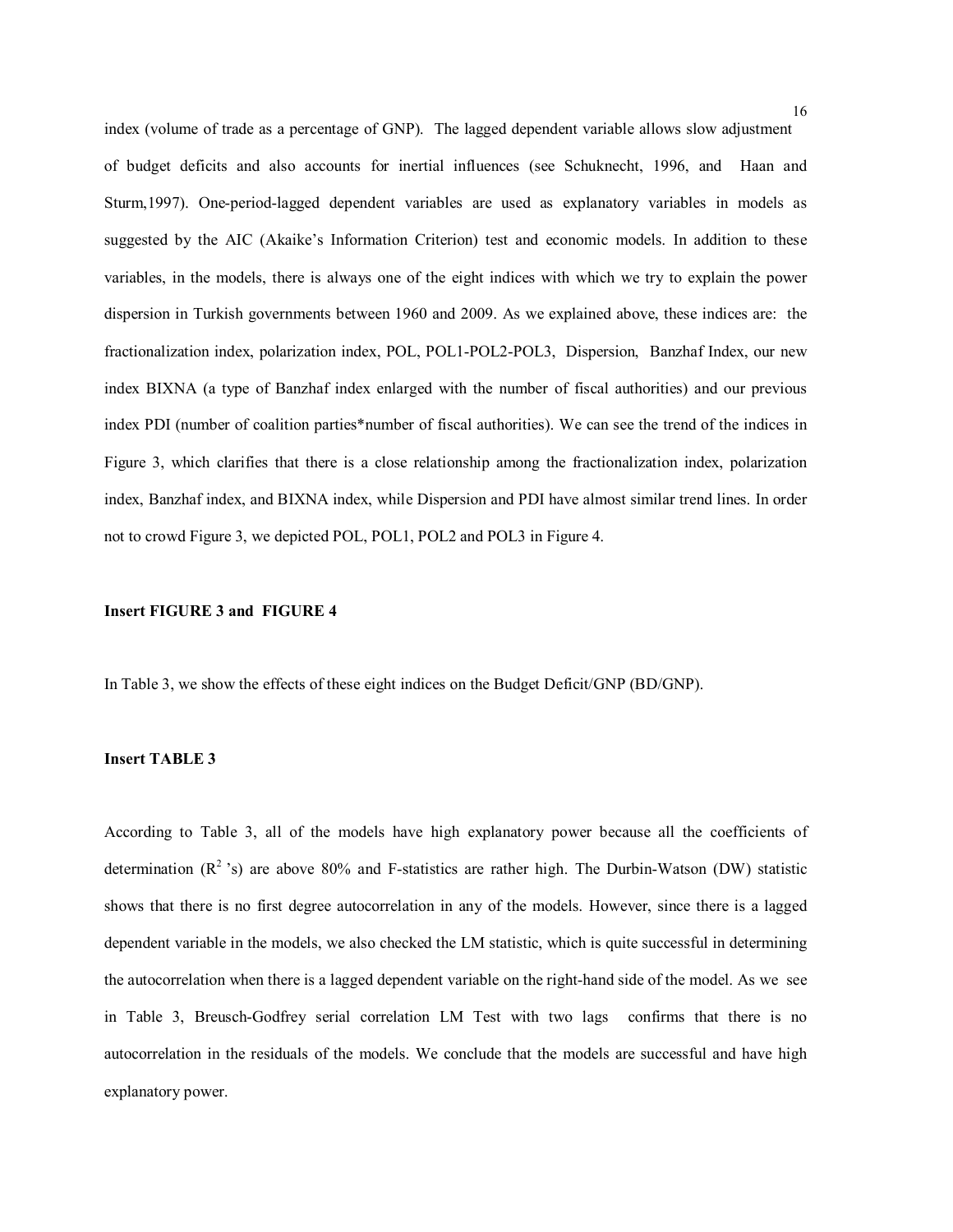index (volume of trade as a percentage of GNP). The lagged dependent variable allows slow adjustment of budget deficits and also accounts for inertial influences (see Schuknecht, 1996, and Haan and Sturm,1997). One-period-lagged dependent variables are used as explanatory variables in models as suggested by the AIC (Akaike's Information Criterion) test and economic models. In addition to these variables, in the models, there is always one of the eight indices with which we try to explain the power dispersion in Turkish governments between 1960 and 2009. As we explained above, these indices are: the fractionalization index, polarization index, POL, POL1-POL2-POL3, Dispersion, Banzhaf Index, our new index BIXNA (a type of Banzhaf index enlarged with the number of fiscal authorities) and our previous index PDI (number of coalition parties*number of fiscal authorities). We can see the trend of the indices in Figure 3, which clarifies that there is a close relationship among the fractionalization index, polarization index, Banzhaf index, and BIXNA index, while Dispersion and PDI have almost similar trend lines. In order not to crowd Figure 3, we depicted POL, POL1, POL2 and POL3 in Figure 4.

**Insert FIGURE 3 and FIGURE 4**

In Table 3, we show the effects of these eight indices on the Budget Deficit/GNP (BD/GNP).

**Insert TABLE 3**

According to Table 3, all of the models have high explanatory power because all the coefficients of determination ($R^2$ 's) are above 80% and F-statistics are rather high. The Durbin-Watson (DW) statistic shows that there is no first degree autocorrelation in any of the models. However, since there is a lagged dependent variable in the models, we also checked the LM statistic, which is quite successful in determining the autocorrelation when there is a lagged dependent variable on the right-hand side of the model. As we see in Table 3, Breusch-Godfrey serial correlation LM Test with two lags confirms that there is no autocorrelation in the residuals of the models. We conclude that the models are successful and have high explanatory power.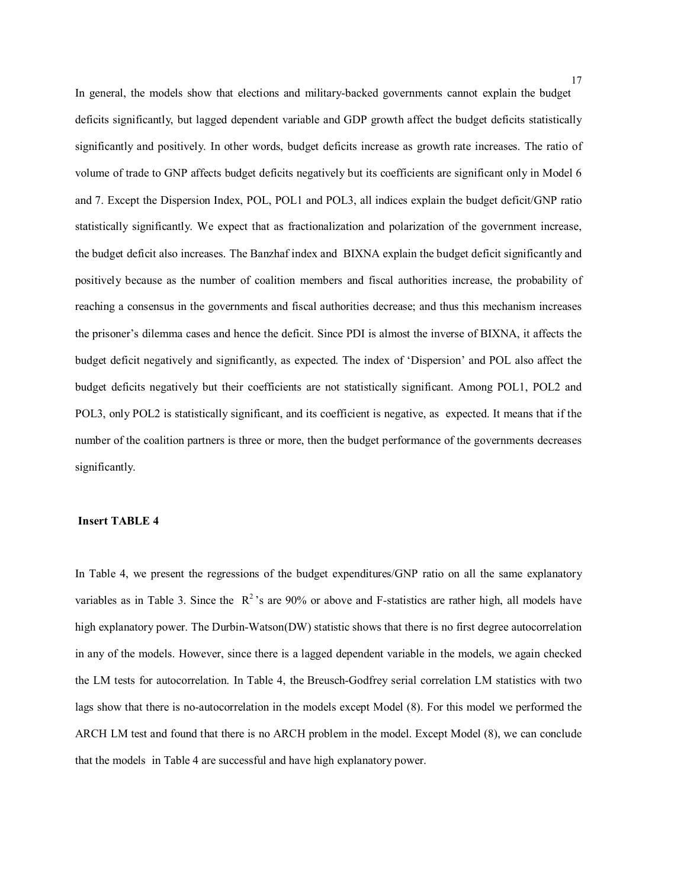In general, the models show that elections and military-backed governments cannot explain the budget deficits significantly, but lagged dependent variable and GDP growth affect the budget deficits statistically significantly and positively. In other words, budget deficits increase as growth rate increases. The ratio of volume of trade to GNP affects budget deficits negatively but its coefficients are significant only in Model 6 and 7. Except the Dispersion Index, POL, POL1 and POL3, all indices explain the budget deficit/GNP ratio statistically significantly. We expect that as fractionalization and polarization of the government increase, the budget deficit also increases. The Banzhaf index and BIXNA explain the budget deficit significantly and positively because as the number of coalition members and fiscal authorities increase, the probability of reaching a consensus in the governments and fiscal authorities decrease; and thus this mechanism increases the prisoner's dilemma cases and hence the deficit. Since PDI is almost the inverse of BIXNA, it affects the budget deficit negatively and significantly, as expected. The index of 'Dispersion' and POL also affect the budget deficits negatively but their coefficients are not statistically significant. Among POL1, POL2 and POL3, only POL2 is statistically significant, and its coefficient is negative, as expected. It means that if the number of the coalition partners is three or more, then the budget performance of the governments decreases significantly.

**Insert TABLE 4**

In Table 4, we present the regressions of the budget expenditures/GNP ratio on all the same explanatory variables as in Table 3. Since the $R^2$'s are 90% or above and F-statistics are rather high, all models have high explanatory power. The Durbin-Watson(DW) statistic shows that there is no first degree autocorrelation in any of the models. However, since there is a lagged dependent variable in the models, we again checked the LM tests for autocorrelation. In Table 4, the Breusch-Godfrey serial correlation LM statistics with two lags show that there is no-autocorrelation in the models except Model (8). For this model we performed the ARCH LM test and found that there is no ARCH problem in the model. Except Model (8), we can conclude that the models in Table 4 are successful and have high explanatory power.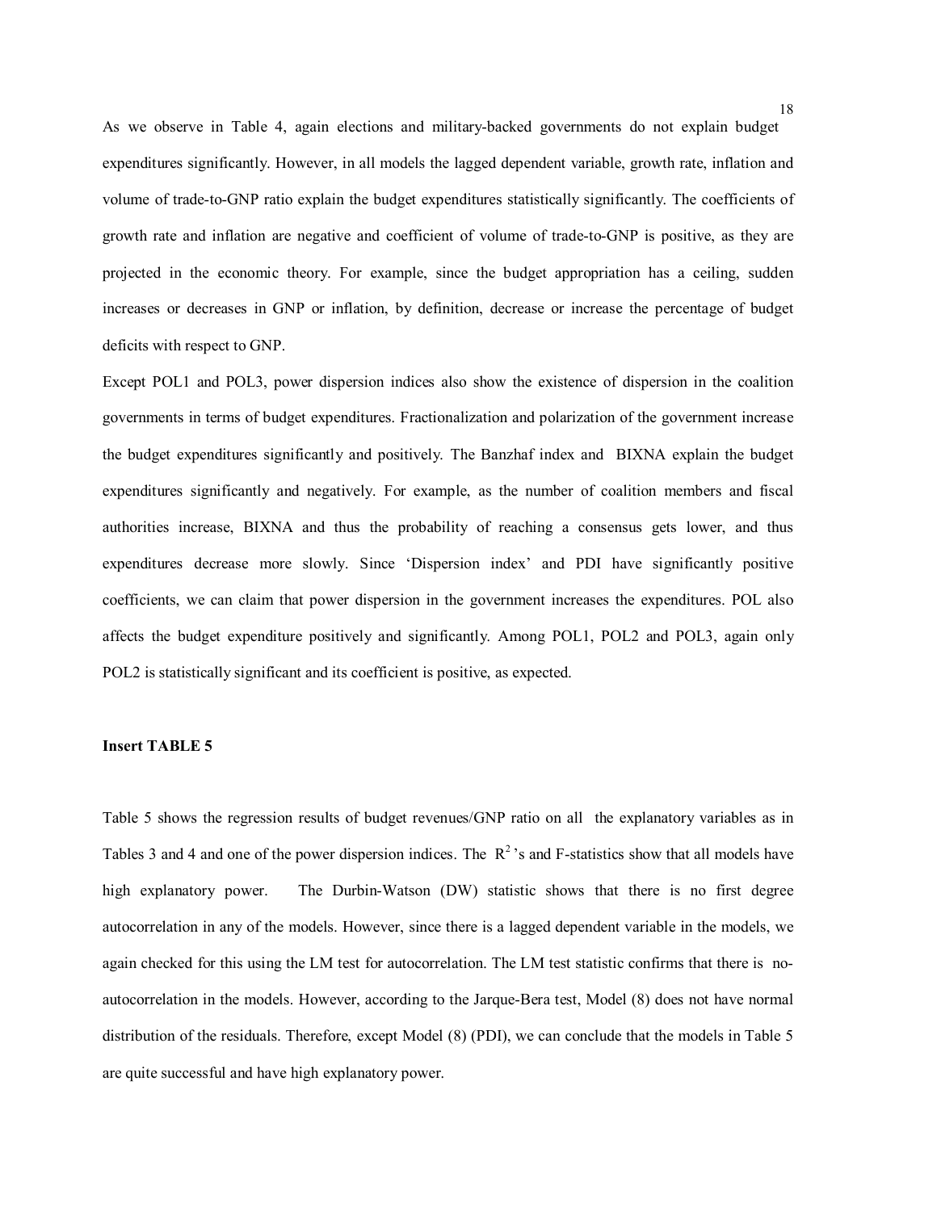As we observe in Table 4, again elections and military-backed governments do not explain budget expenditures significantly. However, in all models the lagged dependent variable, growth rate, inflation and volume of trade-to-GNP ratio explain the budget expenditures statistically significantly. The coefficients of growth rate and inflation are negative and coefficient of volume of trade-to-GNP is positive, as they are projected in the economic theory. For example, since the budget appropriation has a ceiling, sudden increases or decreases in GNP or inflation, by definition, decrease or increase the percentage of budget deficits with respect to GNP.

Except POL1 and POL3, power dispersion indices also show the existence of dispersion in the coalition governments in terms of budget expenditures. Fractionalization and polarization of the government increase the budget expenditures significantly and positively. The Banzhaf index and BIXNA explain the budget expenditures significantly and negatively. For example, as the number of coalition members and fiscal authorities increase, BIXNA and thus the probability of reaching a consensus gets lower, and thus expenditures decrease more slowly. Since 'Dispersion index' and PDI have significantly positive coefficients, we can claim that power dispersion in the government increases the expenditures. POL also affects the budget expenditure positively and significantly. Among POL1, POL2 and POL3, again only POL2 is statistically significant and its coefficient is positive, as expected.

**Insert TABLE 5**

Table 5 shows the regression results of budget revenues/GNP ratio on all the explanatory variables as in Tables 3 and 4 and one of the power dispersion indices. The $R^2$'s and F-statistics show that all models have high explanatory power. The Durbin-Watson (DW) statistic shows that there is no first degree autocorrelation in any of the models. However, since there is a lagged dependent variable in the models, we again checked for this using the LM test for autocorrelation. The LM test statistic confirms that there is no-autocorrelation in the models. However, according to the Jarque-Bera test, Model (8) does not have normal distribution of the residuals. Therefore, except Model (8) (PDI), we can conclude that the models in Table 5 are quite successful and have high explanatory power.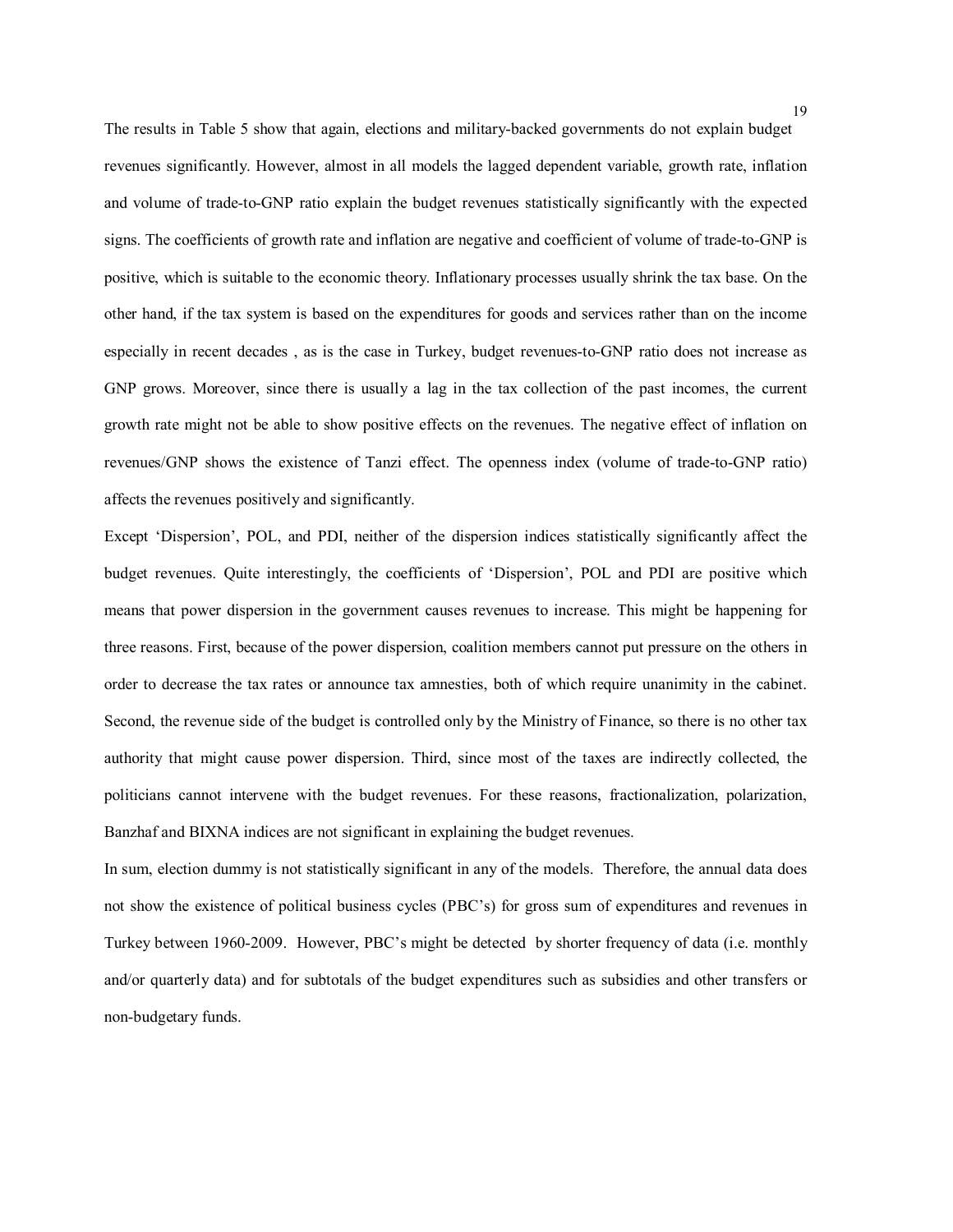The results in Table 5 show that again, elections and military-backed governments do not explain budget revenues significantly. However, almost in all models the lagged dependent variable, growth rate, inflation and volume of trade-to-GNP ratio explain the budget revenues statistically significantly with the expected signs. The coefficients of growth rate and inflation are negative and coefficient of volume of trade-to-GNP is positive, which is suitable to the economic theory. Inflationary processes usually shrink the tax base. On the other hand, if the tax system is based on the expenditures for goods and services rather than on the income especially in recent decades , as is the case in Turkey, budget revenues-to-GNP ratio does not increase as GNP grows. Moreover, since there is usually a lag in the tax collection of the past incomes, the current growth rate might not be able to show positive effects on the revenues. The negative effect of inflation on revenues/GNP shows the existence of Tanzi effect. The openness index (volume of trade-to-GNP ratio) affects the revenues positively and significantly.

Except 'Dispersion', POL, and PDI, neither of the dispersion indices statistically significantly affect the budget revenues. Quite interestingly, the coefficients of 'Dispersion', POL and PDI are positive which means that power dispersion in the government causes revenues to increase. This might be happening for three reasons. First, because of the power dispersion, coalition members cannot put pressure on the others in order to decrease the tax rates or announce tax amnesties, both of which require unanimity in the cabinet. Second, the revenue side of the budget is controlled only by the Ministry of Finance, so there is no other tax authority that might cause power dispersion. Third, since most of the taxes are indirectly collected, the politicians cannot intervene with the budget revenues. For these reasons, fractionalization, polarization, Banzhaf and BIXNA indices are not significant in explaining the budget revenues.

In sum, election dummy is not statistically significant in any of the models. Therefore, the annual data does not show the existence of political business cycles (PBC's) for gross sum of expenditures and revenues in Turkey between 1960-2009. However, PBC's might be detected by shorter frequency of data (i.e. monthly and/or quarterly data) and for subtotals of the budget expenditures such as subsidies and other transfers or non-budgetary funds.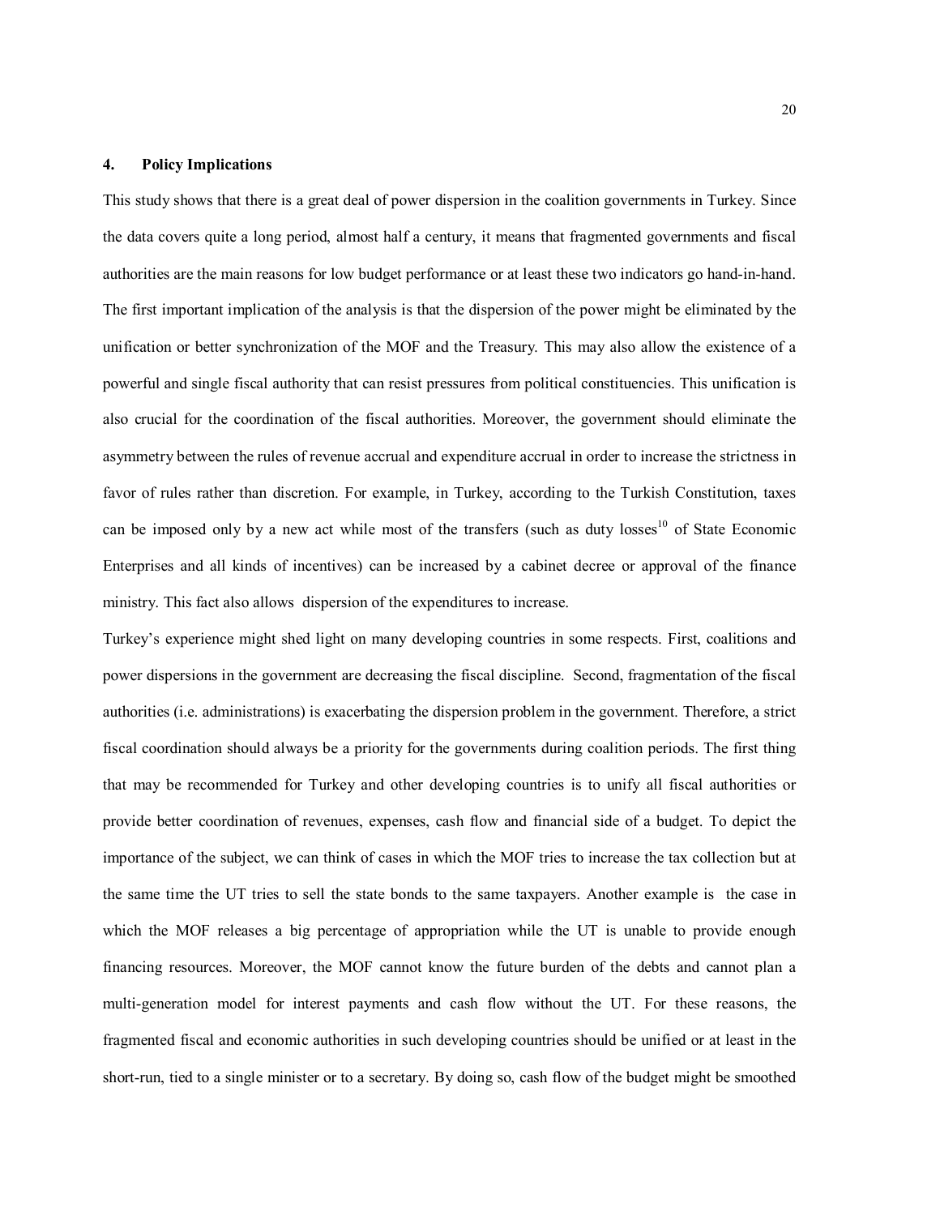## 4. Policy Implications

This study shows that there is a great deal of power dispersion in the coalition governments in Turkey. Since the data covers quite a long period, almost half a century, it means that fragmented governments and fiscal authorities are the main reasons for low budget performance or at least these two indicators go hand-in-hand. The first important implication of the analysis is that the dispersion of the power might be eliminated by the unification or better synchronization of the MOF and the Treasury. This may also allow the existence of a powerful and single fiscal authority that can resist pressures from political constituencies. This unification is also crucial for the coordination of the fiscal authorities. Moreover, the government should eliminate the asymmetry between the rules of revenue accrual and expenditure accrual in order to increase the strictness in favor of rules rather than discretion. For example, in Turkey, according to the Turkish Constitution, taxes can be imposed only by a new act while most of the transfers (such as duty losses[10] of State Economic Enterprises and all kinds of incentives) can be increased by a cabinet decree or approval of the finance ministry. This fact also allows dispersion of the expenditures to increase.

Turkey's experience might shed light on many developing countries in some respects. First, coalitions and power dispersions in the government are decreasing the fiscal discipline. Second, fragmentation of the fiscal authorities (i.e. administrations) is exacerbating the dispersion problem in the government. Therefore, a strict fiscal coordination should always be a priority for the governments during coalition periods. The first thing that may be recommended for Turkey and other developing countries is to unify all fiscal authorities or provide better coordination of revenues, expenses, cash flow and financial side of a budget. To depict the importance of the subject, we can think of cases in which the MOF tries to increase the tax collection but at the same time the UT tries to sell the state bonds to the same taxpayers. Another example is the case in which the MOF releases a big percentage of appropriation while the UT is unable to provide enough financing resources. Moreover, the MOF cannot know the future burden of the debts and cannot plan a multi-generation model for interest payments and cash flow without the UT. For these reasons, the fragmented fiscal and economic authorities in such developing countries should be unified or at least in the short-run, tied to a single minister or to a secretary. By doing so, cash flow of the budget might be smoothed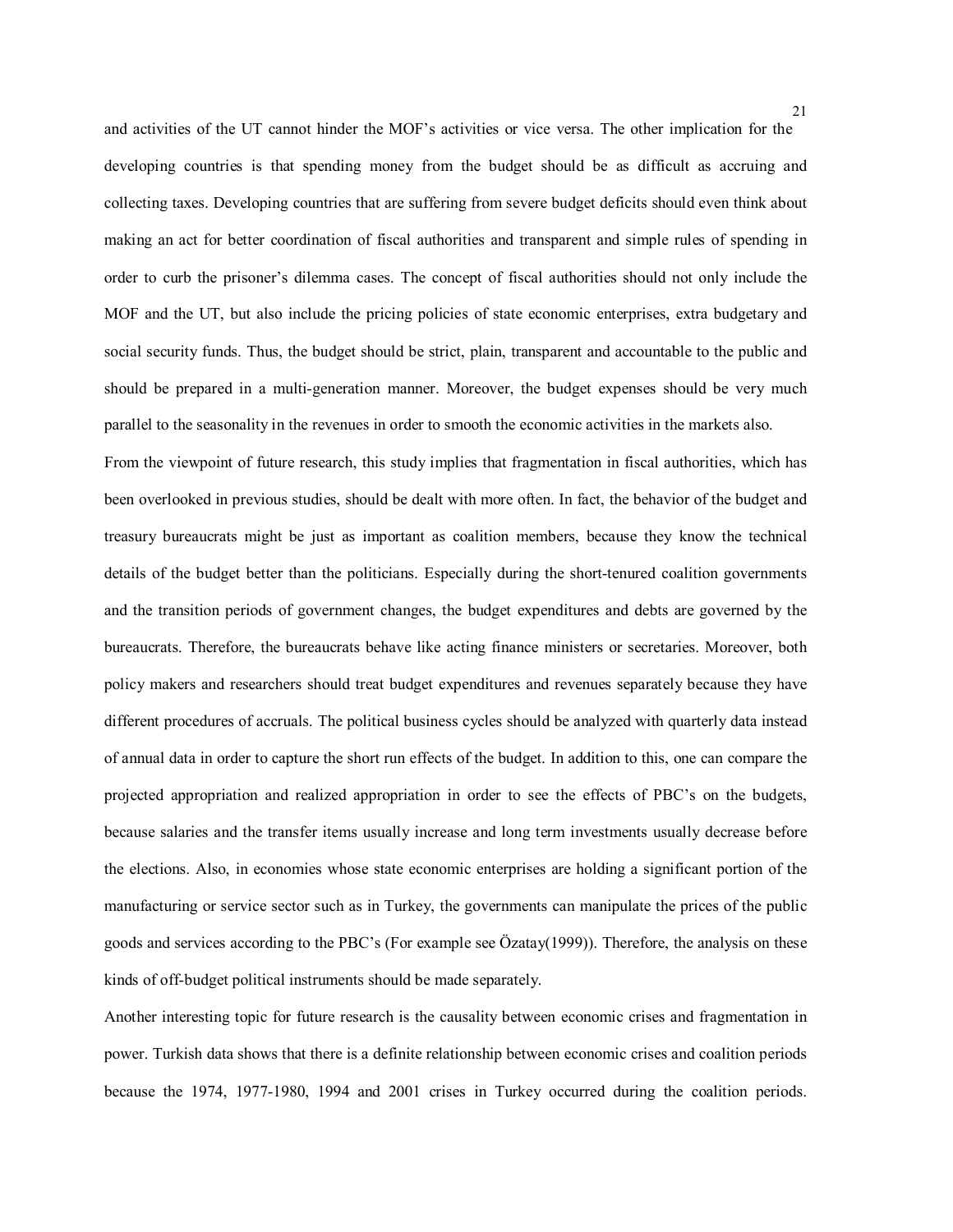and activities of the UT cannot hinder the MOF's activities or vice versa. The other implication for the developing countries is that spending money from the budget should be as difficult as accruing and collecting taxes. Developing countries that are suffering from severe budget deficits should even think about making an act for better coordination of fiscal authorities and transparent and simple rules of spending in order to curb the prisoner's dilemma cases. The concept of fiscal authorities should not only include the MOF and the UT, but also include the pricing policies of state economic enterprises, extra budgetary and social security funds. Thus, the budget should be strict, plain, transparent and accountable to the public and should be prepared in a multi-generation manner. Moreover, the budget expenses should be very much parallel to the seasonality in the revenues in order to smooth the economic activities in the markets also.

From the viewpoint of future research, this study implies that fragmentation in fiscal authorities, which has been overlooked in previous studies, should be dealt with more often. In fact, the behavior of the budget and treasury bureaucrats might be just as important as coalition members, because they know the technical details of the budget better than the politicians. Especially during the short-tenured coalition governments and the transition periods of government changes, the budget expenditures and debts are governed by the bureaucrats. Therefore, the bureaucrats behave like acting finance ministers or secretaries. Moreover, both policy makers and researchers should treat budget expenditures and revenues separately because they have different procedures of accruals. The political business cycles should be analyzed with quarterly data instead of annual data in order to capture the short run effects of the budget. In addition to this, one can compare the projected appropriation and realized appropriation in order to see the effects of PBC's on the budgets, because salaries and the transfer items usually increase and long term investments usually decrease before the elections. Also, in economies whose state economic enterprises are holding a significant portion of the manufacturing or service sector such as in Turkey, the governments can manipulate the prices of the public goods and services according to the PBC's (For example see Özatay(1999)). Therefore, the analysis on these kinds of off-budget political instruments should be made separately.

Another interesting topic for future research is the causality between economic crises and fragmentation in power. Turkish data shows that there is a definite relationship between economic crises and coalition periods because the 1974, 1977-1980, 1994 and 2001 crises in Turkey occurred during the coalition periods.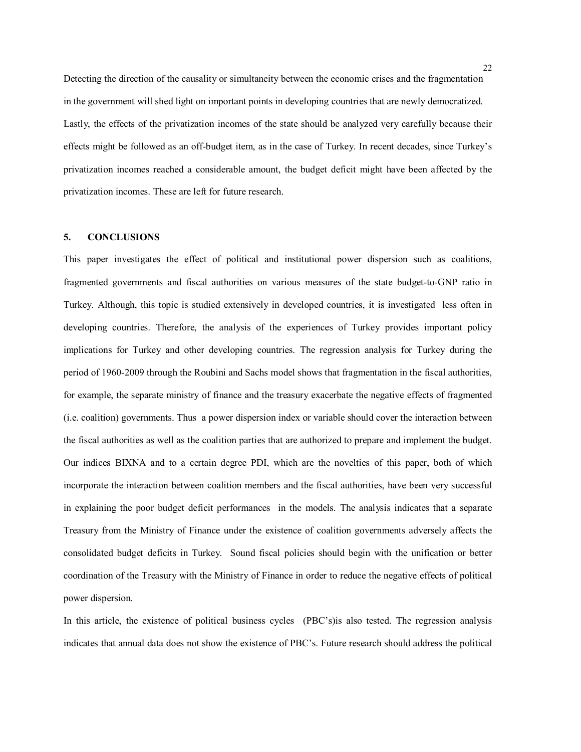Detecting the direction of the causality or simultaneity between the economic crises and the fragmentation in the government will shed light on important points in developing countries that are newly democratized. Lastly, the effects of the privatization incomes of the state should be analyzed very carefully because their effects might be followed as an off-budget item, as in the case of Turkey. In recent decades, since Turkey's privatization incomes reached a considerable amount, the budget deficit might have been affected by the privatization incomes. These are left for future research.

## 5. CONCLUSIONS

This paper investigates the effect of political and institutional power dispersion such as coalitions, fragmented governments and fiscal authorities on various measures of the state budget-to-GNP ratio in Turkey. Although, this topic is studied extensively in developed countries, it is investigated less often in developing countries. Therefore, the analysis of the experiences of Turkey provides important policy implications for Turkey and other developing countries. The regression analysis for Turkey during the period of 1960-2009 through the Roubini and Sachs model shows that fragmentation in the fiscal authorities, for example, the separate ministry of finance and the treasury exacerbate the negative effects of fragmented (i.e. coalition) governments. Thus a power dispersion index or variable should cover the interaction between the fiscal authorities as well as the coalition parties that are authorized to prepare and implement the budget. Our indices BIXNA and to a certain degree PDI, which are the novelties of this paper, both of which incorporate the interaction between coalition members and the fiscal authorities, have been very successful in explaining the poor budget deficit performances in the models. The analysis indicates that a separate Treasury from the Ministry of Finance under the existence of coalition governments adversely affects the consolidated budget deficits in Turkey. Sound fiscal policies should begin with the unification or better coordination of the Treasury with the Ministry of Finance in order to reduce the negative effects of political power dispersion.

In this article, the existence of political business cycles (PBC's)is also tested. The regression analysis indicates that annual data does not show the existence of PBC's. Future research should address the political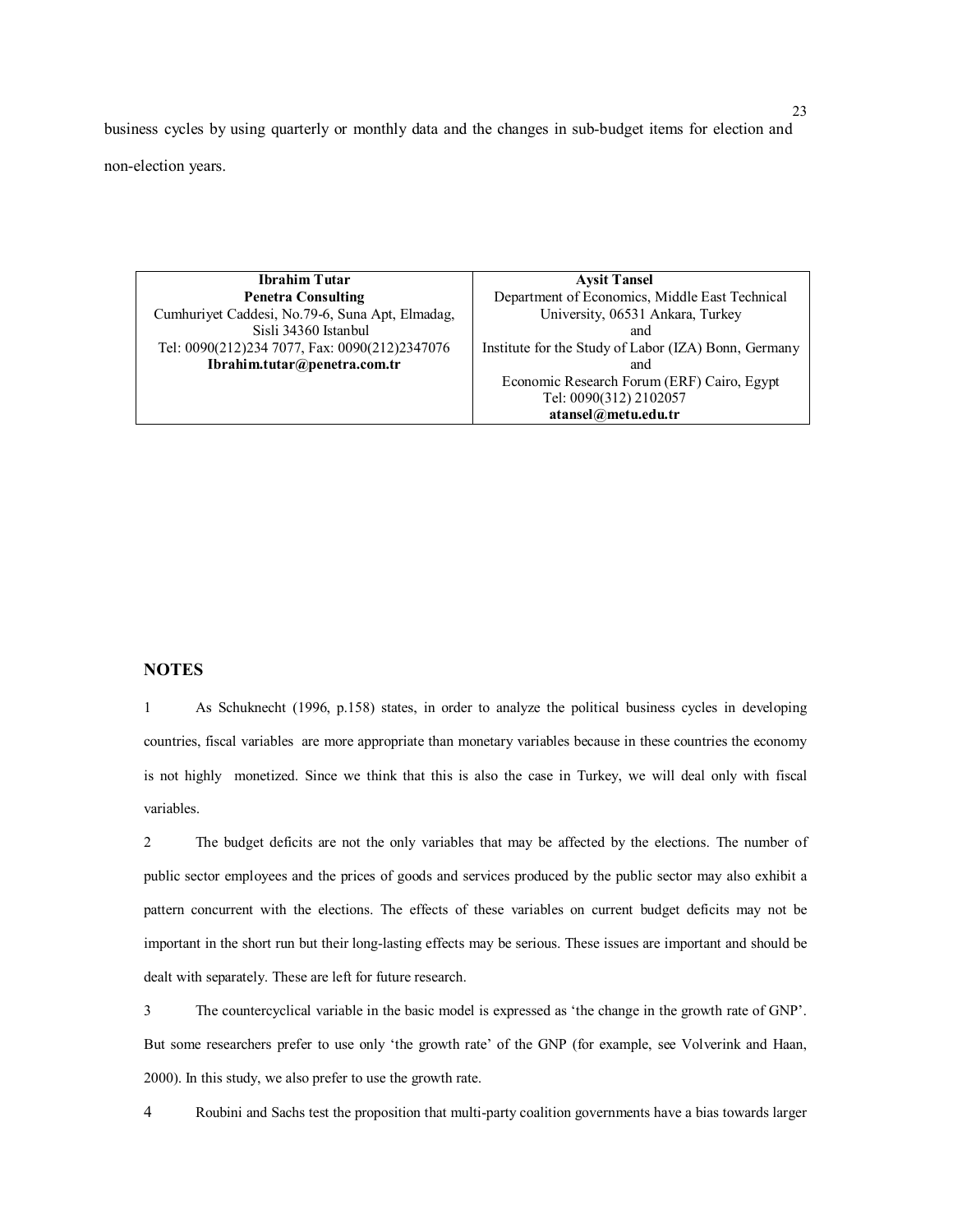business cycles by using quarterly or monthly data and the changes in sub-budget items for election and non-election years.

| **Ibrahim Tutar** | **Aysit Tansel** |
|---|---|
| **Penetra Consulting** | Department of Economics, Middle East Technical |
| Cumhuriyet Caddesi, No.79-6, Suna Apt, Elmadag, | University, 06531 Ankara, Turkey |
| Sisli 34360 Istanbul | and |
| Tel: 0090(212)234 7077, Fax: 0090(212)2347076 | Institute for the Study of Labor (IZA) Bonn, Germany |
| **Ibrahim.tutar@penetra.com.tr** | and |
| | Economic Research Forum (ERF) Cairo, Egypt |
| | Tel: 0090(312) 2102057 |
| | **atansel@metu.edu.tr** |

## NOTES

1 As Schuknecht (1996, p.158) states, in order to analyze the political business cycles in developing countries, fiscal variables are more appropriate than monetary variables because in these countries the economy is not highly monetized. Since we think that this is also the case in Turkey, we will deal only with fiscal variables.

2 The budget deficits are not the only variables that may be affected by the elections. The number of public sector employees and the prices of goods and services produced by the public sector may also exhibit a pattern concurrent with the elections. The effects of these variables on current budget deficits may not be important in the short run but their long-lasting effects may be serious. These issues are important and should be dealt with separately. These are left for future research.

3 The countercyclical variable in the basic model is expressed as 'the change in the growth rate of GNP'. But some researchers prefer to use only 'the growth rate' of the GNP (for example, see Volverink and Haan, 2000). In this study, we also prefer to use the growth rate.

4 Roubini and Sachs test the proposition that multi-party coalition governments have a bias towards larger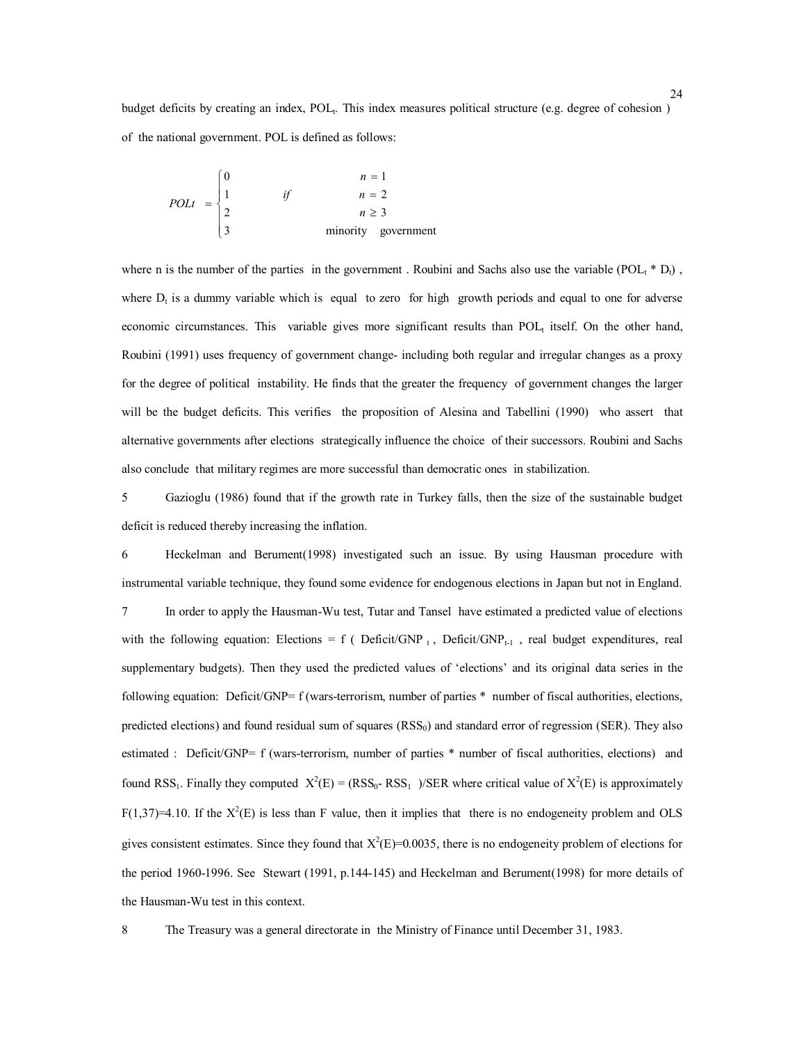budget deficits by creating an index, $POL_t$. This index measures political structure (e.g. degree of cohesion ) of the national government. POL is defined as follows:

$$POLt = \begin{cases} 0 & & n = 1 \\ 1 & if & n = 2 \\ 2 & & n \geq 3 \\ 3 & & \text{minority government} \end{cases}$$

where n is the number of the parties in the government . Roubini and Sachs also use the variable ($POL_t * D_t$) , where $D_t$ is a dummy variable which is equal to zero for high growth periods and equal to one for adverse economic circumstances. This variable gives more significant results than $POL_t$ itself. On the other hand, Roubini (1991) uses frequency of government change- including both regular and irregular changes as a proxy for the degree of political instability. He finds that the greater the frequency of government changes the larger will be the budget deficits. This verifies the proposition of Alesina and Tabellini (1990) who assert that alternative governments after elections strategically influence the choice of their successors. Roubini and Sachs also conclude that military regimes are more successful than democratic ones in stabilization.

5 Gazioglu (1986) found that if the growth rate in Turkey falls, then the size of the sustainable budget deficit is reduced thereby increasing the inflation.

6 Heckelman and Berument(1998) investigated such an issue. By using Hausman procedure with instrumental variable technique, they found some evidence for endogenous elections in Japan but not in England.

7 In order to apply the Hausman-Wu test, Tutar and Tansel have estimated a predicted value of elections with the following equation: Elections = f ( $Deficit/GNP_t$ , $Deficit/GNP_{t-1}$ , real budget expenditures, real supplementary budgets). Then they used the predicted values of 'elections' and its original data series in the following equation: Deficit/GNP= f (wars-terrorism, number of parties * number of fiscal authorities, elections, predicted elections) and found residual sum of squares ($RSS_0$) and standard error of regression (SER). They also estimated : Deficit/GNP= f (wars-terrorism, number of parties * number of fiscal authorities, elections) and found $RSS_1$. Finally they computed $X^2(E) = (RSS_0 - RSS_1)/SER$ where critical value of $X^2(E)$ is approximately $F(1,37)=4.10$. If the $X^2(E)$ is less than F value, then it implies that there is no endogeneity problem and OLS gives consistent estimates. Since they found that $X^2(E)=0.0035$, there is no endogeneity problem of elections for the period 1960-1996. See Stewart (1991, p.144-145) and Heckelman and Berument(1998) for more details of the Hausman-Wu test in this context.

8 The Treasury was a general directorate in the Ministry of Finance until December 31, 1983.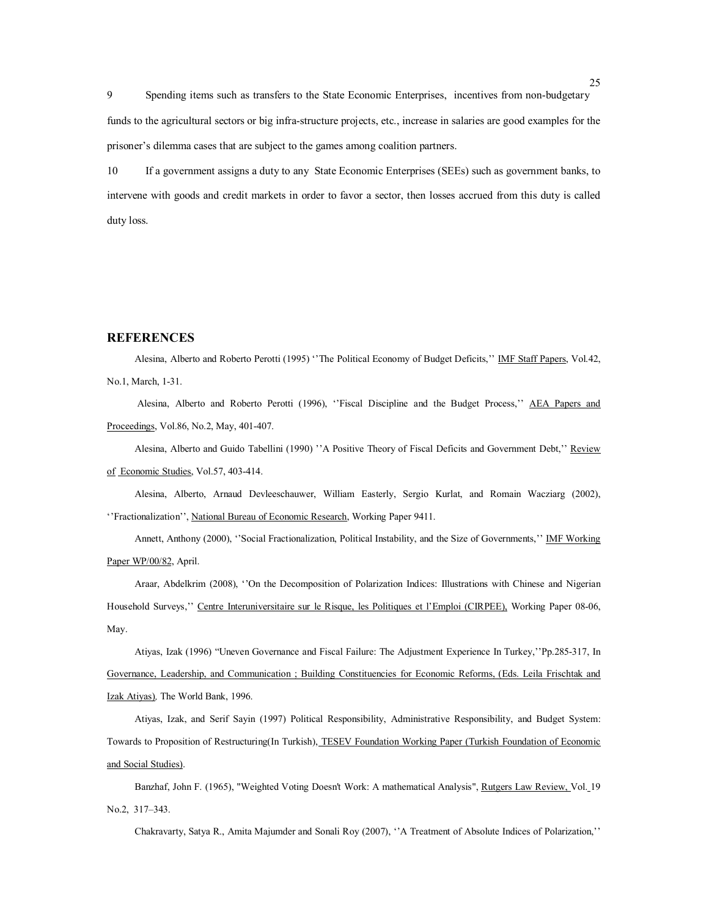9 Spending items such as transfers to the State Economic Enterprises, incentives from non-budgetary funds to the agricultural sectors or big infra-structure projects, etc., increase in salaries are good examples for the prisoner's dilemma cases that are subject to the games among coalition partners.

10 If a government assigns a duty to any State Economic Enterprises (SEEs) such as government banks, to intervene with goods and credit markets in order to favor a sector, then losses accrued from this duty is called duty loss.

## REFERENCES

Alesina, Alberto and Roberto Perotti (1995) ''The Political Economy of Budget Deficits,'' IMF Staff Papers, Vol.42, No.1, March, 1-31.

Alesina, Alberto and Roberto Perotti (1996), ''Fiscal Discipline and the Budget Process,'' AEA Papers and Proceedings, Vol.86, No.2, May, 401-407.

Alesina, Alberto and Guido Tabellini (1990) ''A Positive Theory of Fiscal Deficits and Government Debt,'' Review of Economic Studies, Vol.57, 403-414.

Alesina, Alberto, Arnaud Devleeschauwer, William Easterly, Sergio Kurlat, and Romain Wacziarg (2002), ''Fractionalization'', National Bureau of Economic Research, Working Paper 9411.

Annett, Anthony (2000), ''Social Fractionalization, Political Instability, and the Size of Governments,'' IMF Working Paper WP/00/82, April.

Araar, Abdelkrim (2008), ''On the Decomposition of Polarization Indices: Illustrations with Chinese and Nigerian Household Surveys,'' Centre Interuniversitaire sur le Risque, les Politiques et l'Emploi (CIRPEE), Working Paper 08-06, May.

Atiyas, Izak (1996) "Uneven Governance and Fiscal Failure: The Adjustment Experience In Turkey,''Pp.285-317, In Governance, Leadership, and Communication ; Building Constituencies for Economic Reforms, (Eds. Leila Frischtak and Izak Atiyas), The World Bank, 1996.

Atiyas, Izak, and Serif Sayin (1997) Political Responsibility, Administrative Responsibility, and Budget System: Towards to Proposition of Restructuring(In Turkish), TESEV Foundation Working Paper (Turkish Foundation of Economic and Social Studies).

Banzhaf, John F. (1965), "Weighted Voting Doesn't Work: A mathematical Analysis", Rutgers Law Review, Vol. 19 No.2, 317–343.

Chakravarty, Satya R., Amita Majumder and Sonali Roy (2007), ''A Treatment of Absolute Indices of Polarization,''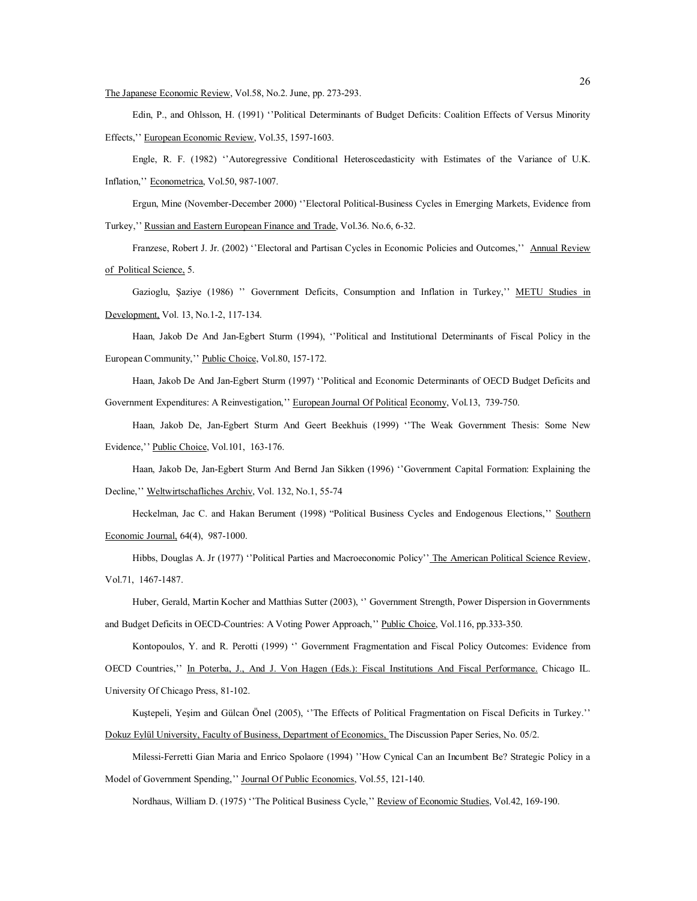The Japanese Economic Review, Vol.58, No.2. June, pp. 273-293.

Edin, P., and Ohlsson, H. (1991) ''Political Determinants of Budget Deficits: Coalition Effects of Versus Minority Effects,'' European Economic Review, Vol.35, 1597-1603.

Engle, R. F. (1982) ''Autoregressive Conditional Heteroscedasticity with Estimates of the Variance of U.K. Inflation,'' Econometrica, Vol.50, 987-1007.

Ergun, Mine (November-December 2000) ''Electoral Political-Business Cycles in Emerging Markets, Evidence from Turkey,'' Russian and Eastern European Finance and Trade, Vol.36. No.6, 6-32.

Franzese, Robert J. Jr. (2002) ''Electoral and Partisan Cycles in Economic Policies and Outcomes,'' Annual Review of Political Science, 5.

Gazioglu, Şaziye (1986) '' Government Deficits, Consumption and Inflation in Turkey,'' METU Studies in Development, Vol. 13, No.1-2, 117-134.

Haan, Jakob De And Jan-Egbert Sturm (1994), ''Political and Institutional Determinants of Fiscal Policy in the European Community,'' Public Choice, Vol.80, 157-172.

Haan, Jakob De And Jan-Egbert Sturm (1997) ''Political and Economic Determinants of OECD Budget Deficits and Government Expenditures: A Reinvestigation,'' European Journal Of Political Economy, Vol.13, 739-750.

Haan, Jakob De, Jan-Egbert Sturm And Geert Beekhuis (1999) ''The Weak Government Thesis: Some New Evidence,'' Public Choice, Vol.101, 163-176.

Haan, Jakob De, Jan-Egbert Sturm And Bernd Jan Sikken (1996) ''Government Capital Formation: Explaining the Decline,'' Weltwirtschafliches Archiv, Vol. 132, No.1, 55-74

Heckelman, Jac C. and Hakan Berument (1998) "Political Business Cycles and Endogenous Elections,'' Southern Economic Journal, 64(4), 987-1000.

Hibbs, Douglas A. Jr (1977) ''Political Parties and Macroeconomic Policy'' The American Political Science Review, Vol.71, 1467-1487.

Huber, Gerald, Martin Kocher and Matthias Sutter (2003), '' Government Strength, Power Dispersion in Governments and Budget Deficits in OECD-Countries: A Voting Power Approach,'' Public Choice, Vol.116, pp.333-350.

Kontopoulos, Y. and R. Perotti (1999) '' Government Fragmentation and Fiscal Policy Outcomes: Evidence from OECD Countries,'' In Poterba, J., And J. Von Hagen (Eds.): Fiscal Institutions And Fiscal Performance. Chicago IL. University Of Chicago Press, 81-102.

Kuştepeli, Yeşim and Gülcan Önel (2005), ''The Effects of Political Fragmentation on Fiscal Deficits in Turkey.'' Dokuz Eylül University, Faculty of Business, Department of Economics, The Discussion Paper Series, No. 05/2.

Milessi-Ferretti Gian Maria and Enrico Spolaore (1994) ''How Cynical Can an Incumbent Be? Strategic Policy in a Model of Government Spending,'' Journal Of Public Economics, Vol.55, 121-140.

Nordhaus, William D. (1975) ''The Political Business Cycle,'' Review of Economic Studies, Vol.42, 169-190.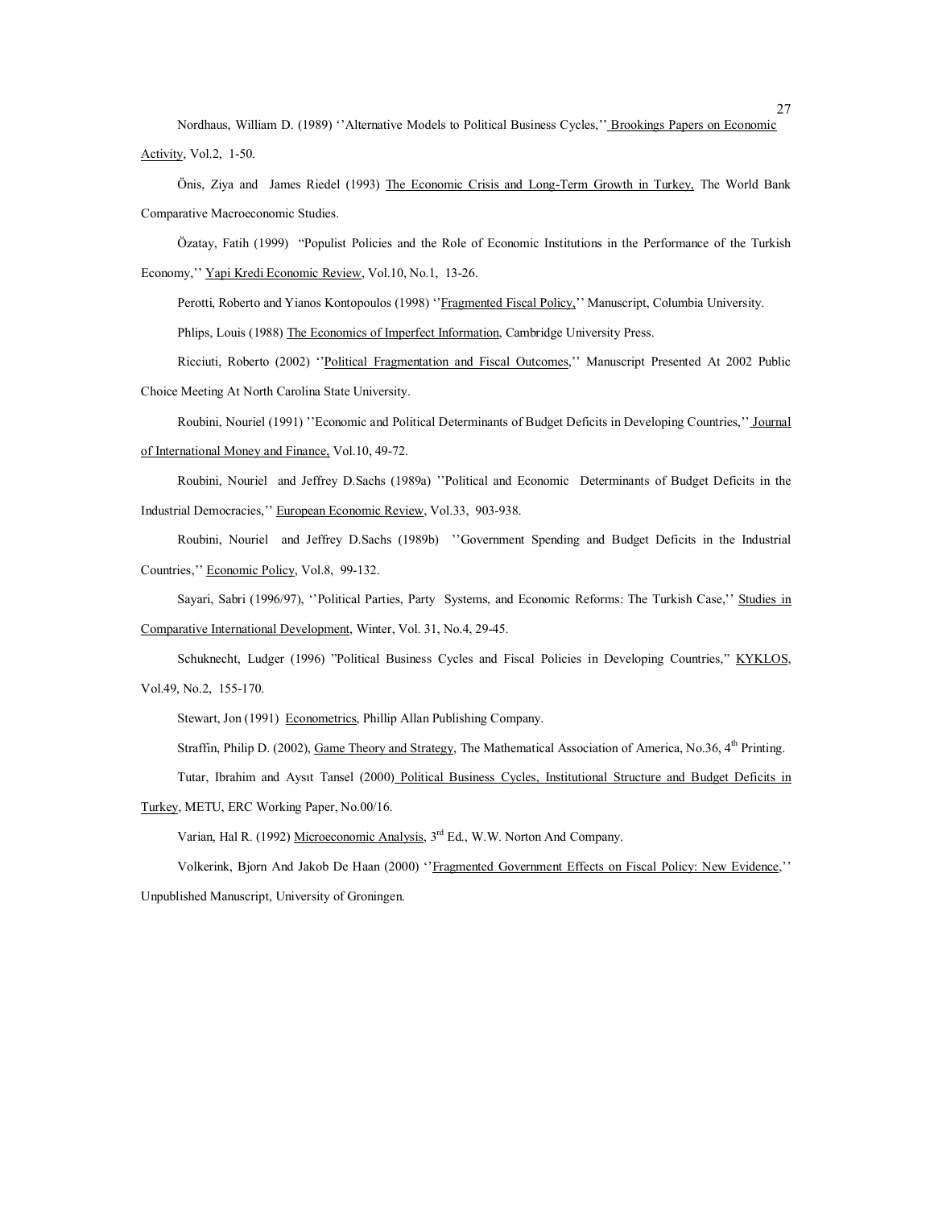Nordhaus, William D. (1989) ''Alternative Models to Political Business Cycles,'' Brookings Papers on Economic Activity, Vol.2, 1-50.

Önis, Ziya and James Riedel (1993) The Economic Crisis and Long-Term Growth in Turkey, The World Bank Comparative Macroeconomic Studies.

Özatay, Fatih (1999) "Populist Policies and the Role of Economic Institutions in the Performance of the Turkish Economy,'' Yapi Kredi Economic Review, Vol.10, No.1, 13-26.

Perotti, Roberto and Yianos Kontopoulos (1998) ''Fragmented Fiscal Policy,'' Manuscript, Columbia University.

Phlips, Louis (1988) The Economics of Imperfect Information, Cambridge University Press.

Ricciuti, Roberto (2002) ''Political Fragmentation and Fiscal Outcomes,'' Manuscript Presented At 2002 Public Choice Meeting At North Carolina State University.

Roubini, Nouriel (1991) ''Economic and Political Determinants of Budget Deficits in Developing Countries,'' Journal of International Money and Finance, Vol.10, 49-72.

Roubini, Nouriel and Jeffrey D.Sachs (1989a) ''Political and Economic Determinants of Budget Deficits in the Industrial Democracies,'' European Economic Review, Vol.33, 903-938.

Roubini, Nouriel and Jeffrey D.Sachs (1989b) ''Government Spending and Budget Deficits in the Industrial Countries,'' Economic Policy, Vol.8, 99-132.

Sayari, Sabri (1996/97), ''Political Parties, Party Systems, and Economic Reforms: The Turkish Case,'' Studies in Comparative International Development, Winter, Vol. 31, No.4, 29-45.

Schuknecht, Ludger (1996) "Political Business Cycles and Fiscal Policies in Developing Countries," KYKLOS, Vol.49, No.2, 155-170.

Stewart, Jon (1991) Econometrics, Phillip Allan Publishing Company.

Straffin, Philip D. (2002), Game Theory and Strategy, The Mathematical Association of America, No.36, 4th Printing.

Tutar, Ibrahim and Aysıt Tansel (2000) Political Business Cycles, Institutional Structure and Budget Deficits in Turkey, METU, ERC Working Paper, No.00/16.

Varian, Hal R. (1992) Microeconomic Analysis, 3rd Ed., W.W. Norton And Company.

Volkerink, Bjorn And Jakob De Haan (2000) ''Fragmented Government Effects on Fiscal Policy: New Evidence,'' Unpublished Manuscript, University of Groningen.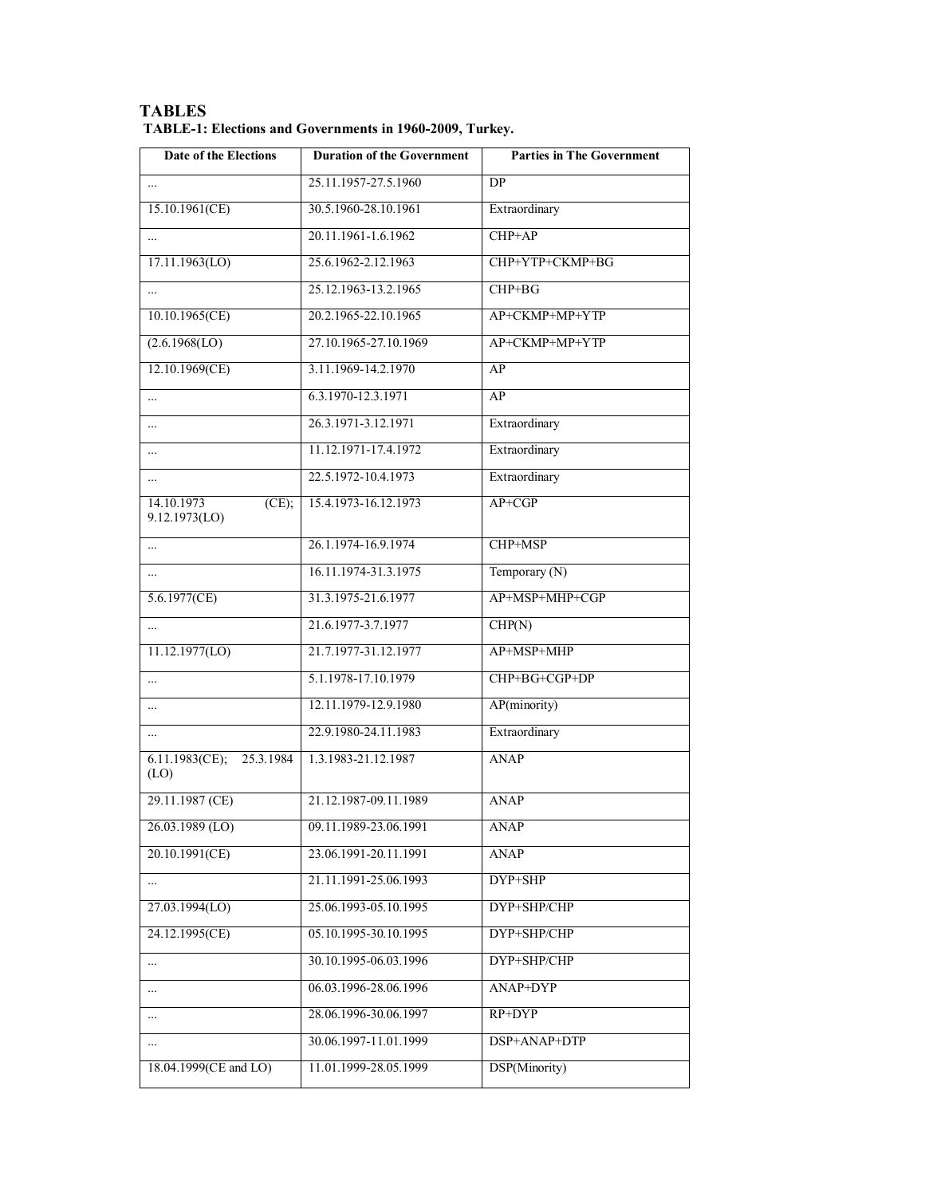## TABLES

**TABLE-1: Elections and Governments in 1960-2009, Turkey.**

| Date of the Elections | Duration of the Government | Parties in The Government |
|---|---|---|
| ... | 25.11.1957-27.5.1960 | DP |
| 15.10.1961(CE) | 30.5.1960-28.10.1961 | Extraordinary |
| ... | 20.11.1961-1.6.1962 | CHP+AP |
| 17.11.1963(LO) | 25.6.1962-2.12.1963 | CHP+YTP+CKMP+BG |
| ... | 25.12.1963-13.2.1965 | CHP+BG |
| 10.10.1965(CE) | 20.2.1965-22.10.1965 | AP+CKMP+MP+YTP |
| (2.6.1968(LO) | 27.10.1965-27.10.1969 | AP+CKMP+MP+YTP |
| 12.10.1969(CE) | 3.11.1969-14.2.1970 | AP |
| ... | 6.3.1970-12.3.1971 | AP |
| ... | 26.3.1971-3.12.1971 | Extraordinary |
| ... | 11.12.1971-17.4.1972 | Extraordinary |
| ... | 22.5.1972-10.4.1973 | Extraordinary |
| 14.10.1973 (CE); 9.12.1973(LO) | 15.4.1973-16.12.1973 | AP+CGP |
| ... | 26.1.1974-16.9.1974 | CHP+MSP |
| ... | 16.11.1974-31.3.1975 | Temporary (N) |
| 5.6.1977(CE) | 31.3.1975-21.6.1977 | AP+MSP+MHP+CGP |
| ... | 21.6.1977-3.7.1977 | CHP(N) |
| 11.12.1977(LO) | 21.7.1977-31.12.1977 | AP+MSP+MHP |
| ... | 5.1.1978-17.10.1979 | CHP+BG+CGP+DP |
| ... | 12.11.1979-12.9.1980 | AP(minority) |
| ... | 22.9.1980-24.11.1983 | Extraordinary |
| 6.11.1983(CE); 25.3.1984 (LO) | 1.3.1983-21.12.1987 | ANAP |
| 29.11.1987 (CE) | 21.12.1987-09.11.1989 | ANAP |
| 26.03.1989 (LO) | 09.11.1989-23.06.1991 | ANAP |
| 20.10.1991(CE) | 23.06.1991-20.11.1991 | ANAP |
| ... | 21.11.1991-25.06.1993 | DYP+SHP |
| 27.03.1994(LO) | 25.06.1993-05.10.1995 | DYP+SHP/CHP |
| 24.12.1995(CE) | 05.10.1995-30.10.1995 | DYP+SHP/CHP |
| ... | 30.10.1995-06.03.1996 | DYP+SHP/CHP |
| ... | 06.03.1996-28.06.1996 | ANAP+DYP |
| ... | 28.06.1996-30.06.1997 | RP+DYP |
| ... | 30.06.1997-11.01.1999 | DSP+ANAP+DTP |
| 18.04.1999(CE and LO) | 11.01.1999-28.05.1999 | DSP(Minority) |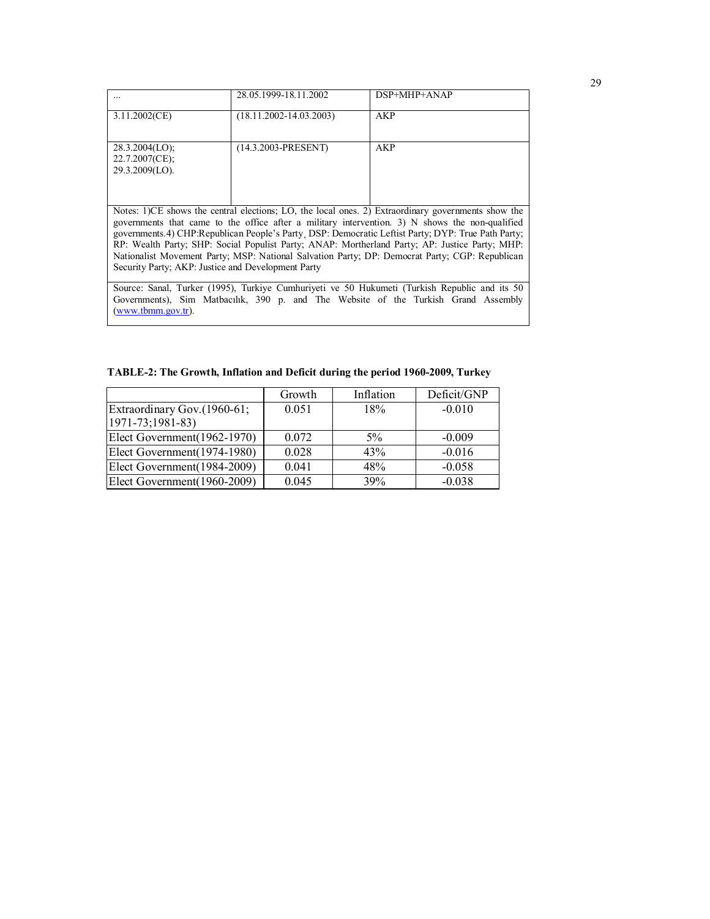| ... | 28.05.1999-18.11.2002 | DSP+MHP+ANAP |
|---|---|---|
| 3.11.2002(CE) | (18.11.2002-14.03.2003) | AKP |
| 28.3.2004(LO); 22.7.2007(CE); 29.3.2009(LO). | (14.3.2003-PRESENT) | AKP |
| Notes: 1)CE shows the central elections; LO, the local ones. 2) Extraordinary governments show the governments that came to the office after a military intervention. 3) N shows the non-qualified governments.4) CHP:Republican People's Party¸ DSP: Democratic Leftist Party; DYP: True Path Party; RP: Wealth Party; SHP: Social Populist Party; ANAP: Mortherland Party; AP: Justice Party; MHP: Nationalist Movement Party; MSP: National Salvation Party; DP: Democrat Party; CGP: Republican Security Party; AKP: Justice and Development Party | | |
| Source: Sanal, Turker (1995), Turkiye Cumhuriyeti ve 50 Hukumeti (Turkish Republic and its 50 Governments), Sim Matbacılık, 390 p. and The Website of the Turkish Grand Assembly (www.tbmm.gov.tr). | | |

**TABLE-2: The Growth, Inflation and Deficit during the period 1960-2009, Turkey**

| | Growth | Inflation | Deficit/GNP |
|---|---|---|---|
| Extraordinary Gov.(1960-61; 1971-73;1981-83) | 0.051 | 18% | -0.010 |
| Elect Government(1962-1970) | 0.072 | 5% | -0.009 |
| Elect Government(1974-1980) | 0.028 | 43% | -0.016 |
| Elect Government(1984-2009) | 0.041 | 48% | -0.058 |
| Elect Government(1960-2009) | 0.045 | 39% | -0.038 |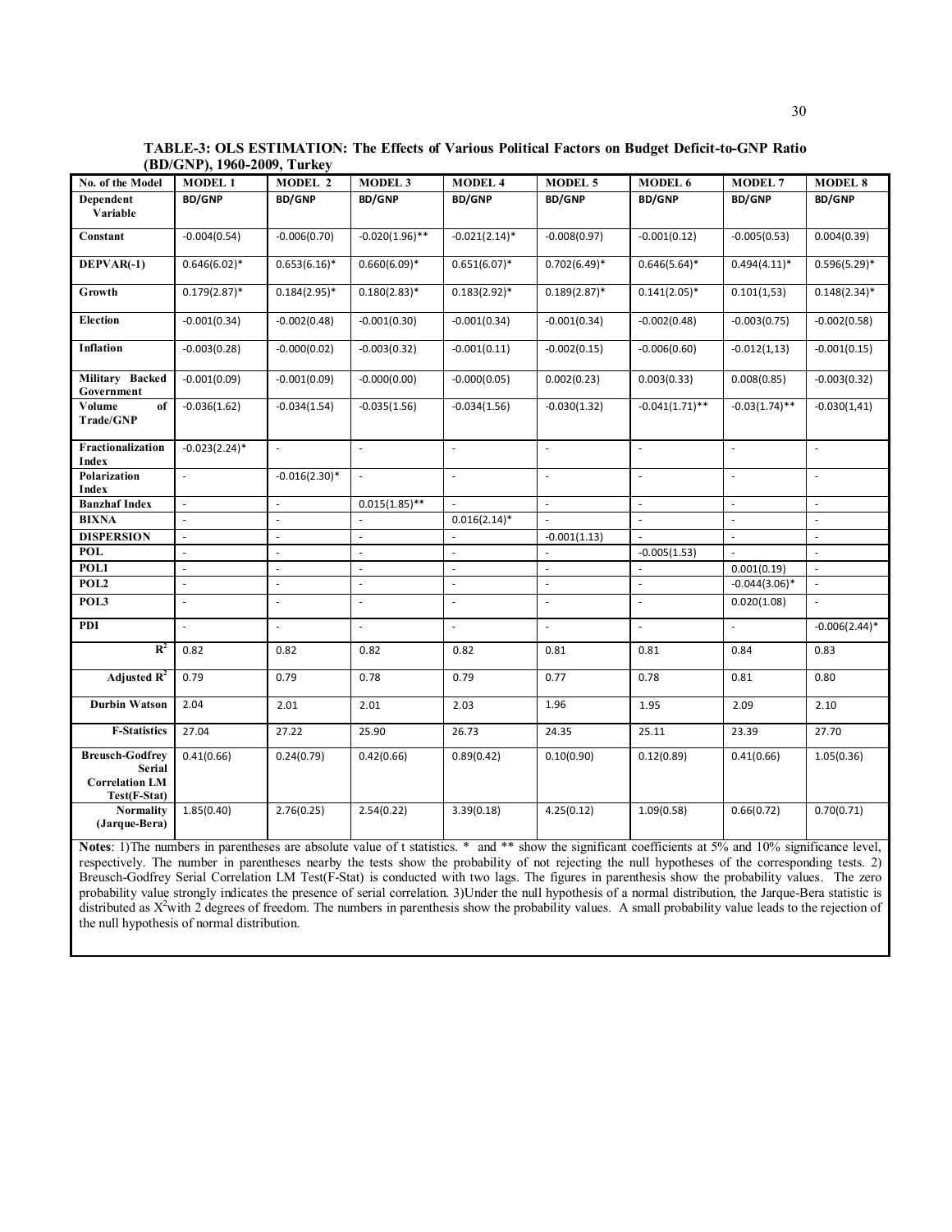**TABLE-3: OLS ESTIMATION: The Effects of Various Political Factors on Budget Deficit-to-GNP Ratio (BD/GNP), 1960-2009, Turkey**

| No. of the Model | MODEL 1 | MODEL 2 | MODEL 3 | MODEL 4 | MODEL 5 | MODEL 6 | MODEL 7 | MODEL 8 |
|---|---|---|---|---|---|---|---|---|
| Dependent Variable | BD/GNP | BD/GNP | BD/GNP | BD/GNP | BD/GNP | BD/GNP | BD/GNP | BD/GNP |
| Constant | -0.004(0.54) | -0.006(0.70) | -0.020(1.96)** | -0.021(2.14)* | -0.008(0.97) | -0.001(0.12) | -0.005(0.53) | 0.004(0.39) |
| DEPVAR(-1) | 0.646(6.02)* | 0.653(6.16)* | 0.660(6.09)* | 0.651(6.07)* | 0.702(6.49)* | 0.646(5.64)* | 0.494(4.11)* | 0.596(5.29)* |
| Growth | 0.179(2.87)* | 0.184(2.95)* | 0.180(2.83)* | 0.183(2.92)* | 0.189(2.87)* | 0.141(2.05)* | 0.101(1,53) | 0.148(2.34)* |
| Election | -0.001(0.34) | -0.002(0.48) | -0.001(0.30) | -0.001(0.34) | -0.001(0.34) | -0.002(0.48) | -0.003(0.75) | -0.002(0.58) |
| Inflation | -0.003(0.28) | -0.000(0.02) | -0.003(0.32) | -0.001(0.11) | -0.002(0.15) | -0.006(0.60) | -0.012(1,13) | -0.001(0.15) |
| Military Backed Government | -0.001(0.09) | -0.001(0.09) | -0.000(0.00) | -0.000(0.05) | 0.002(0.23) | 0.003(0.33) | 0.008(0.85) | -0.003(0.32) |
| Volume of Trade/GNP | -0.036(1.62) | -0.034(1.54) | -0.035(1.56) | -0.034(1.56) | -0.030(1.32) | -0.041(1.71)** | -0.03(1.74)** | -0.030(1,41) |
| Fractionalization Index | -0.023(2.24)* | - | - | - | - | - | - | - |
| Polarization Index | - | -0.016(2.30)* | - | - | - | - | - | - |
| Banzhaf Index | - | - | 0.015(1.85)** | - | - | - | - | - |
| BIXNA | - | - | - | 0.016(2.14)* | - | - | - | - |
| DISPERSION | - | - | - | - | -0.001(1.13) | - | - | - |
| POL | - | - | - | - | - | -0.005(1.53) | - | - |
| POL1 | - | - | - | - | - | - | 0.001(0.19) | - |
| POL2 | - | - | - | - | - | - | -0.044(3.06)* | - |
| POL3 | - | - | - | - | - | - | 0.020(1.08) | - |
| PDI | - | - | - | - | - | - | - | -0.006(2.44)* |
| $R^2$ | 0.82 | 0.82 | 0.82 | 0.82 | 0.81 | 0.81 | 0.84 | 0.83 |
| Adjusted $R^2$ | 0.79 | 0.79 | 0.78 | 0.79 | 0.77 | 0.78 | 0.81 | 0.80 |
| Durbin Watson | 2.04 | 2.01 | 2.01 | 2.03 | 1.96 | 1.95 | 2.09 | 2.10 |
| F-Statistics | 27.04 | 27.22 | 25.90 | 26.73 | 24.35 | 25.11 | 23.39 | 27.70 |
| Breusch-Godfrey Serial Correlation LM Test(F-Stat) | 0.41(0.66) | 0.24(0.79) | 0.42(0.66) | 0.89(0.42) | 0.10(0.90) | 0.12(0.89) | 0.41(0.66) | 1.05(0.36) |
| Normality (Jarque-Bera) | 1.85(0.40) | 2.76(0.25) | 2.54(0.22) | 3.39(0.18) | 4.25(0.12) | 1.09(0.58) | 0.66(0.72) | 0.70(0.71) |

**Notes**: 1)The numbers in parentheses are absolute value of t statistics. * and ** show the significant coefficients at 5% and 10% significance level, respectively. The number in parentheses nearby the tests show the probability of not rejecting the null hypotheses of the corresponding tests. 2) Breusch-Godfrey Serial Correlation LM Test(F-Stat) is conducted with two lags. The figures in parenthesis show the probability values. The zero probability value strongly indicates the presence of serial correlation. 3)Under the null hypothesis of a normal distribution, the Jarque-Bera statistic is distributed as $X^2$ with 2 degrees of freedom. The numbers in parenthesis show the probability values. A small probability value leads to the rejection of the null hypothesis of normal distribution.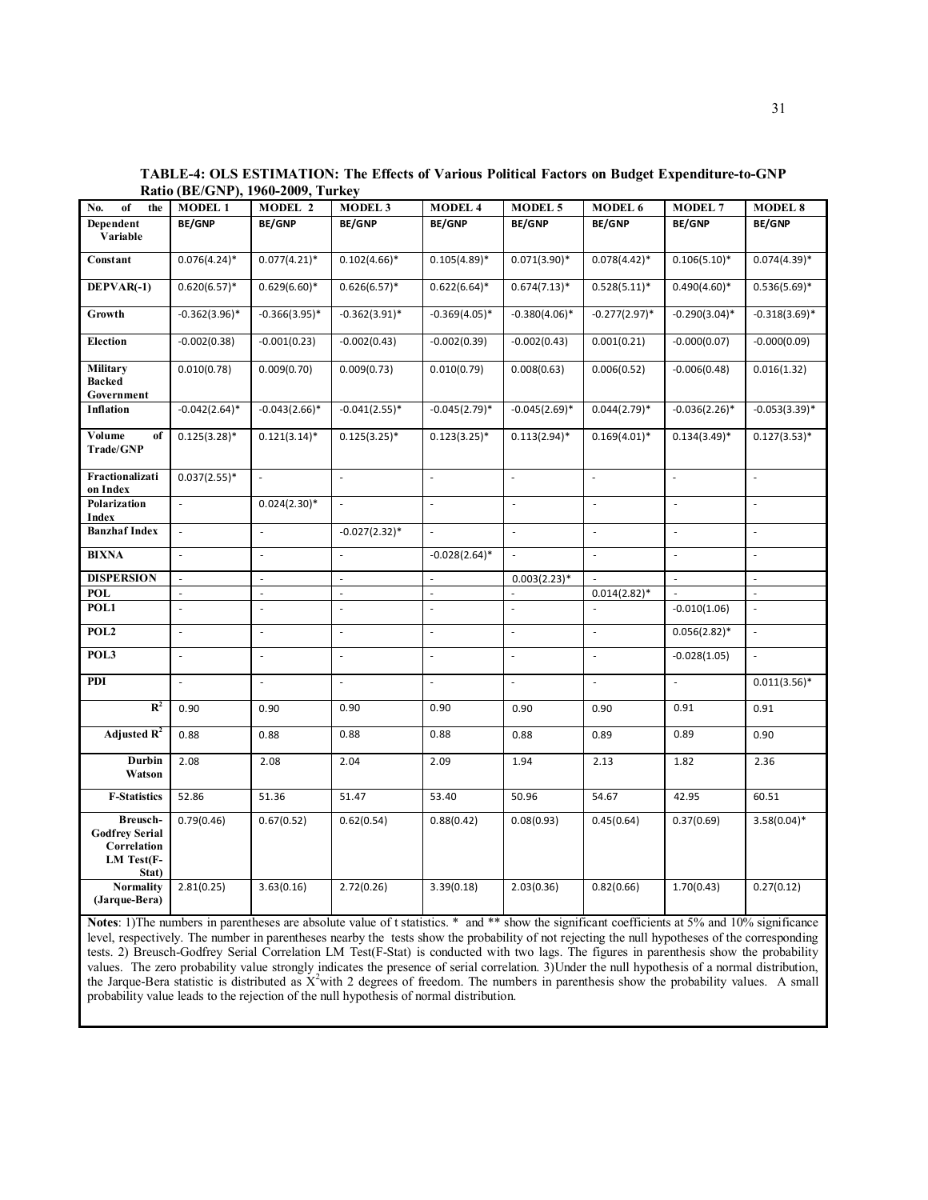**TABLE-4: OLS ESTIMATION: The Effects of Various Political Factors on Budget Expenditure-to-GNP Ratio (BE/GNP), 1960-2009, Turkey**

| No. of the | MODEL 1 | MODEL 2 | MODEL 3 | MODEL 4 | MODEL 5 | MODEL 6 | MODEL 7 | MODEL 8 |
|---|---|---|---|---|---|---|---|---|
| Dependent Variable | BE/GNP | BE/GNP | BE/GNP | BE/GNP | BE/GNP | BE/GNP | BE/GNP | BE/GNP |
| Constant | 0.076(4.24)* | 0.077(4.21)* | 0.102(4.66)* | 0.105(4.89)* | 0.071(3.90)* | 0.078(4.42)* | 0.106(5.10)* | 0.074(4.39)* |
| DEPVAR(-1) | 0.620(6.57)* | 0.629(6.60)* | 0.626(6.57)* | 0.622(6.64)* | 0.674(7.13)* | 0.528(5.11)* | 0.490(4.60)* | 0.536(5.69)* |
| Growth | -0.362(3.96)* | -0.366(3.95)* | -0.362(3.91)* | -0.369(4.05)* | -0.380(4.06)* | -0.277(2.97)* | -0.290(3.04)* | -0.318(3.69)* |
| Election | -0.002(0.38) | -0.001(0.23) | -0.002(0.43) | -0.002(0.39) | -0.002(0.43) | 0.001(0.21) | -0.000(0.07) | -0.000(0.09) |
| Military Backed Government | 0.010(0.78) | 0.009(0.70) | 0.009(0.73) | 0.010(0.79) | 0.008(0.63) | 0.006(0.52) | -0.006(0.48) | 0.016(1.32) |
| Inflation | -0.042(2.64)* | -0.043(2.66)* | -0.041(2.55)* | -0.045(2.79)* | -0.045(2.69)* | 0.044(2.79)* | -0.036(2.26)* | -0.053(3.39)* |
| Volume of Trade/GNP | 0.125(3.28)* | 0.121(3.14)* | 0.125(3.25)* | 0.123(3.25)* | 0.113(2.94)* | 0.169(4.01)* | 0.134(3.49)* | 0.127(3.53)* |
| Fractionalization Index | 0.037(2.55)* | - | - | - | - | - | - | - |
| Polarization Index | - | 0.024(2.30)* | - | - | - | - | - | - |
| Banzhaf Index | - | - | -0.027(2.32)* | - | - | - | - | - |
| BIXNA | - | - | - | -0.028(2.64)* | - | - | - | - |
| DISPERSION | - | - | - | - | 0.003(2.23)* | - | - | - |
| POL | - | - | - | - | - | 0.014(2.82)* | - | - |
| POL1 | - | - | - | - | - | - | -0.010(1.06) | - |
| POL2 | - | - | - | - | - | - | 0.056(2.82)* | - |
| POL3 | - | - | - | - | - | - | -0.028(1.05) | - |
| PDI | - | - | - | - | - | - | - | 0.011(3.56)* |
| $R^2$ | 0.90 | 0.90 | 0.90 | 0.90 | 0.90 | 0.90 | 0.91 | 0.91 |
| Adjusted $R^2$ | 0.88 | 0.88 | 0.88 | 0.88 | 0.88 | 0.89 | 0.89 | 0.90 |
| Durbin Watson | 2.08 | 2.08 | 2.04 | 2.09 | 1.94 | 2.13 | 1.82 | 2.36 |
| F-Statistics | 52.86 | 51.36 | 51.47 | 53.40 | 50.96 | 54.67 | 42.95 | 60.51 |
| Breusch-Godfrey Serial Correlation LM Test(F-Stat) | 0.79(0.46) | 0.67(0.52) | 0.62(0.54) | 0.88(0.42) | 0.08(0.93) | 0.45(0.64) | 0.37(0.69) | 3.58(0.04)* |
| Normality (Jarque-Bera) | 2.81(0.25) | 3.63(0.16) | 2.72(0.26) | 3.39(0.18) | 2.03(0.36) | 0.82(0.66) | 1.70(0.43) | 0.27(0.12) |

**Notes**: 1)The numbers in parentheses are absolute value of t statistics. * and ** show the significant coefficients at 5% and 10% significance level, respectively. The number in parentheses nearby the tests show the probability of not rejecting the null hypotheses of the corresponding tests. 2) Breusch-Godfrey Serial Correlation LM Test(F-Stat) is conducted with two lags. The figures in parenthesis show the probability values. The zero probability value strongly indicates the presence of serial correlation. 3)Under the null hypothesis of a normal distribution, the Jarque-Bera statistic is distributed as $X^2$with 2 degrees of freedom. The numbers in parenthesis show the probability values. A small probability value leads to the rejection of the null hypothesis of normal distribution.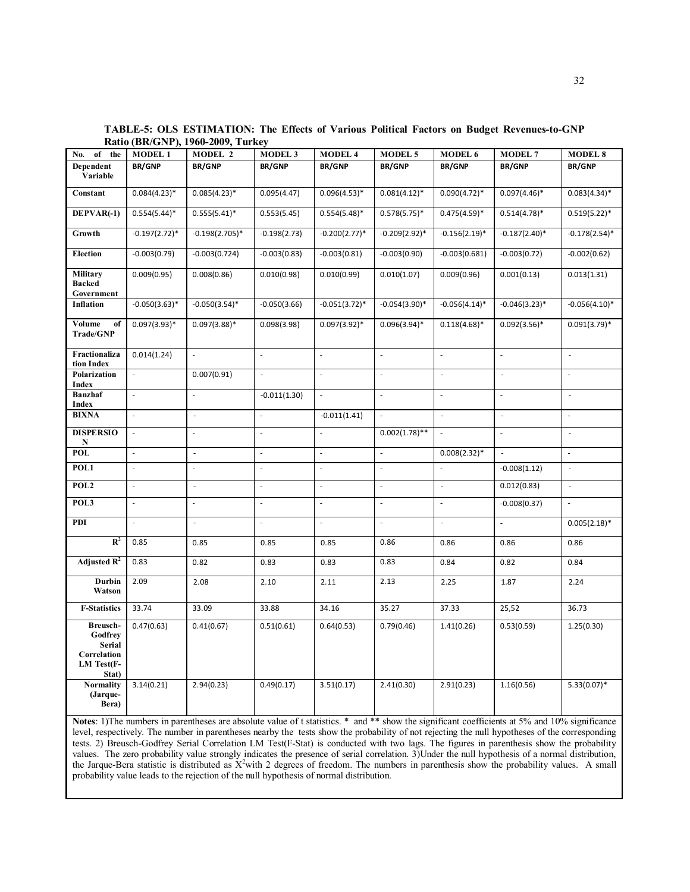**TABLE-5: OLS ESTIMATION: The Effects of Various Political Factors on Budget Revenues-to-GNP Ratio (BR/GNP), 1960-2009, Turkey**

| No. of the | MODEL 1 | MODEL 2 | MODEL 3 | MODEL 4 | MODEL 5 | MODEL 6 | MODEL 7 | MODEL 8 |
|---|---|---|---|---|---|---|---|---|
| Dependent Variable | BR/GNP | BR/GNP | BR/GNP | BR/GNP | BR/GNP | BR/GNP | BR/GNP | BR/GNP |
| Constant | 0.084(4.23)* | 0.085(4.23)* | 0.095(4.47) | 0.096(4.53)* | 0.081(4.12)* | 0.090(4.72)* | 0.097(4.46)* | 0.083(4.34)* |
| DEPVAR(-1) | 0.554(5.44)* | 0.555(5.41)* | 0.553(5.45) | 0.554(5.48)* | 0.578(5.75)* | 0.475(4.59)* | 0.514(4.78)* | 0.519(5.22)* |
| Growth | -0.197(2.72)* | -0.198(2.705)* | -0.198(2.73) | -0.200(2.77)* | -0.209(2.92)* | -0.156(2.19)* | -0.187(2.40)* | -0.178(2.54)* |
| Election | -0.003(0.79) | -0.003(0.724) | -0.003(0.83) | -0.003(0.81) | -0.003(0.90) | -0.003(0.681) | -0.003(0.72) | -0.002(0.62) |
| Military Backed Government | 0.009(0.95) | 0.008(0.86) | 0.010(0.98) | 0.010(0.99) | 0.010(1.07) | 0.009(0.96) | 0.001(0.13) | 0.013(1.31) |
| Inflation | -0.050(3.63)* | -0.050(3.54)* | -0.050(3.66) | -0.051(3.72)* | -0.054(3.90)* | -0.056(4.14)* | -0.046(3.23)* | -0.056(4.10)* |
| Volume of Trade/GNP | 0.097(3.93)* | 0.097(3.88)* | 0.098(3.98) | 0.097(3.92)* | 0.096(3.94)* | 0.118(4.68)* | 0.092(3.56)* | 0.091(3.79)* |
| Fractionalization Index | 0.014(1.24) | - | - | - | - | - | - | - |
| Polarization Index | - | 0.007(0.91) | - | - | - | - | - | - |
| Banzhaf Index | - | - | -0.011(1.30) | - | - | - | - | - |
| BIXNA | - | - | - | -0.011(1.41) | - | - | - | - |
| DISPERSION | - | - | - | - | 0.002(1.78)** | - | - | - |
| POL | - | - | - | - | - | 0.008(2.32)* | - | - |
| POL1 | - | - | - | - | - | - | -0.008(1.12) | - |
| POL2 | - | - | - | - | - | - | 0.012(0.83) | - |
| POL3 | - | - | - | - | - | - | -0.008(0.37) | - |
| PDI | - | - | - | - | - | - | - | 0.005(2.18)* |
| $R^2$ | 0.85 | 0.85 | 0.85 | 0.85 | 0.86 | 0.86 | 0.86 | 0.86 |
| Adjusted $R^2$ | 0.83 | 0.82 | 0.83 | 0.83 | 0.83 | 0.84 | 0.82 | 0.84 |
| Durbin Watson | 2.09 | 2.08 | 2.10 | 2.11 | 2.13 | 2.25 | 1.87 | 2.24 |
| F-Statistics | 33.74 | 33.09 | 33.88 | 34.16 | 35.27 | 37.33 | 25,52 | 36.73 |
| Breusch-Godfrey Serial Correlation LM Test(F-Stat) | 0.47(0.63) | 0.41(0.67) | 0.51(0.61) | 0.64(0.53) | 0.79(0.46) | 1.41(0.26) | 0.53(0.59) | 1.25(0.30) |
| Normality (Jarque-Bera) | 3.14(0.21) | 2.94(0.23) | 0.49(0.17) | 3.51(0.17) | 2.41(0.30) | 2.91(0.23) | 1.16(0.56) | 5.33(0.07)* |

**Notes**: 1)The numbers in parentheses are absolute value of t statistics. * and ** show the significant coefficients at 5% and 10% significance level, respectively. The number in parentheses nearby the tests show the probability of not rejecting the null hypotheses of the corresponding tests. 2) Breusch-Godfrey Serial Correlation LM Test(F-Stat) is conducted with two lags. The figures in parenthesis show the probability values. The zero probability value strongly indicates the presence of serial correlation. 3)Under the null hypothesis of a normal distribution, the Jarque-Bera statistic is distributed as $X^2$with 2 degrees of freedom. The numbers in parenthesis show the probability values. A small probability value leads to the rejection of the null hypothesis of normal distribution.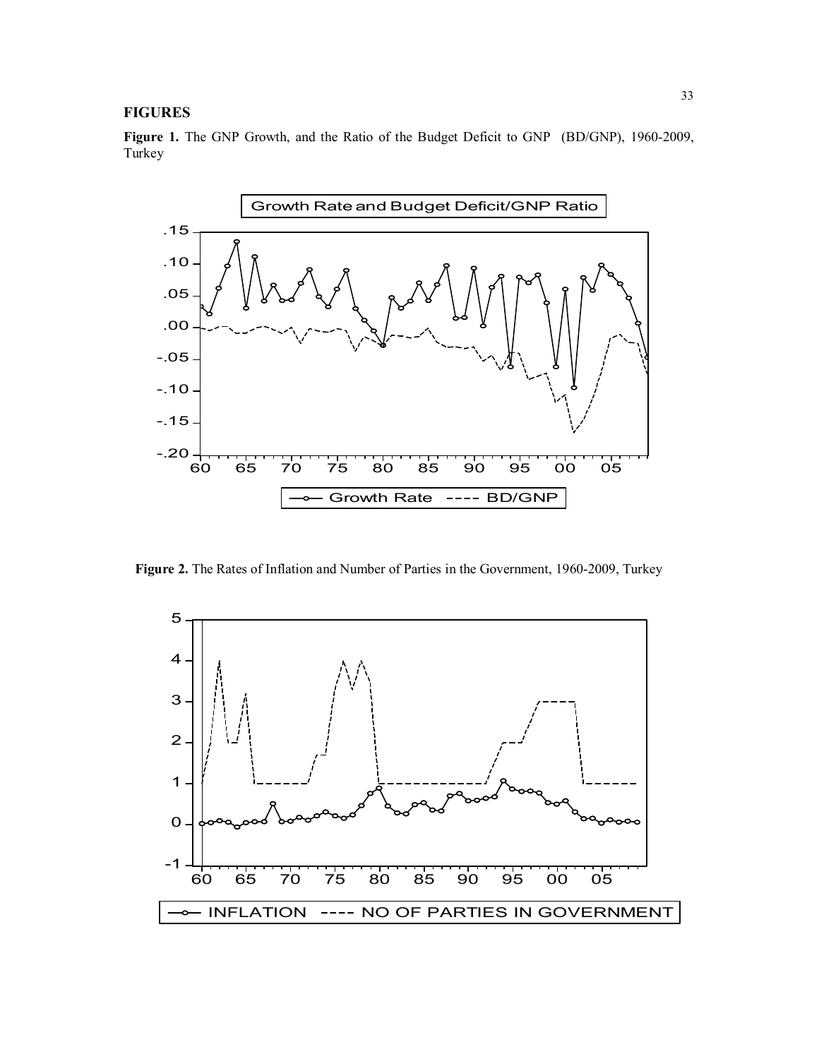# FIGURES

**Figure 1.** The GNP Growth, and the Ratio of the Budget Deficit to GNP (BD/GNP), 1960-2009, Turkey

**Figure 2.** The Rates of Inflation and Number of Parties in the Government, 1960-2009, Turkey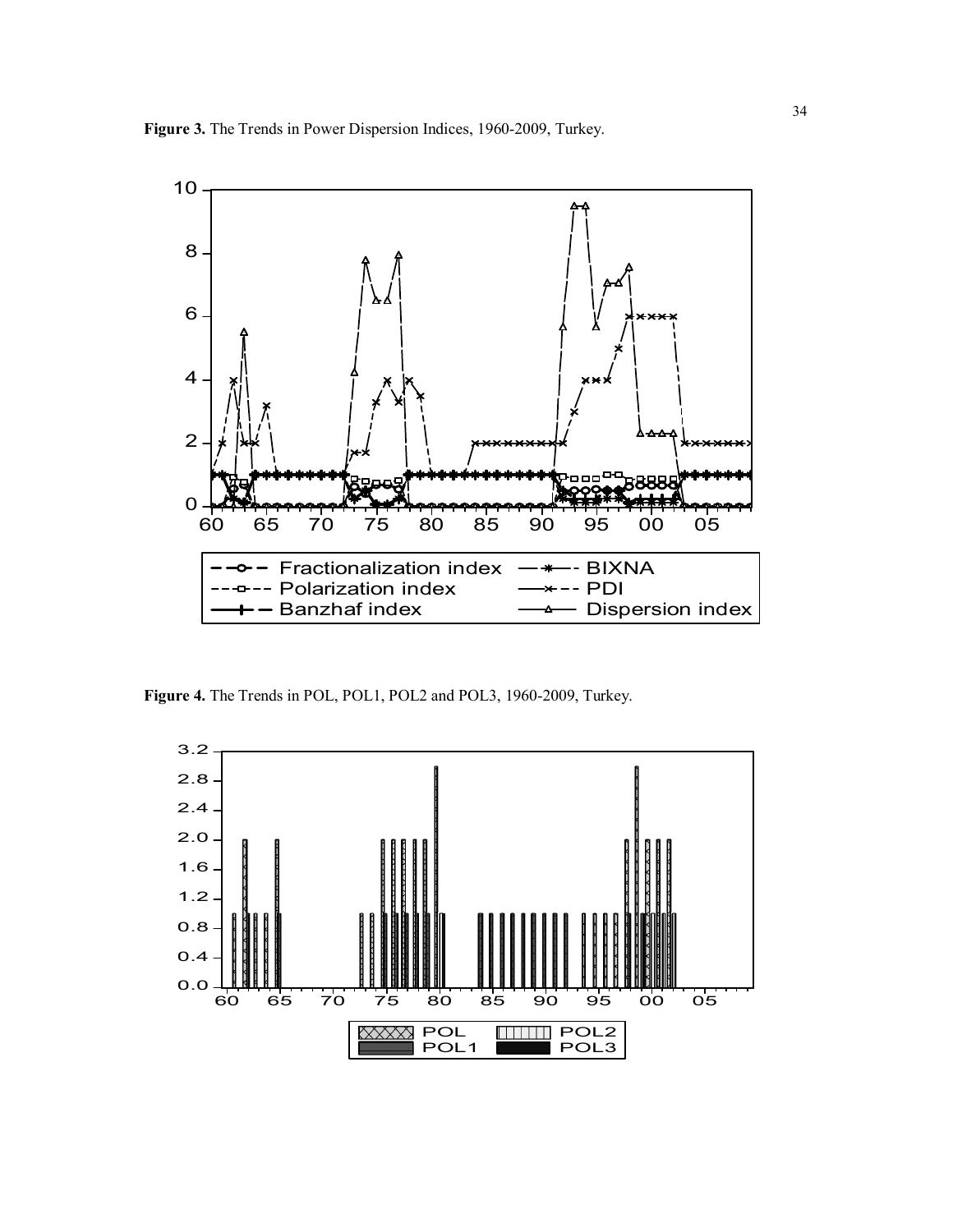**Figure 3.** The Trends in Power Dispersion Indices, 1960-2009, Turkey.

10
8
6
4
2
0
60 65 70 75 80 85 90 95 00 05

Fractionalization index
Polarization index
Banzhaf index
BIXNA
PDI
Dispersion index

**Figure 4.** The Trends in POL, POL1, POL2 and POL3, 1960-2009, Turkey.

3.2
2.8
2.4
2.0
1.6
1.2
0.8
0.4
0.0
60 65 70 75 80 85 90 95 00 05

POL
POL1
POL2
POL3